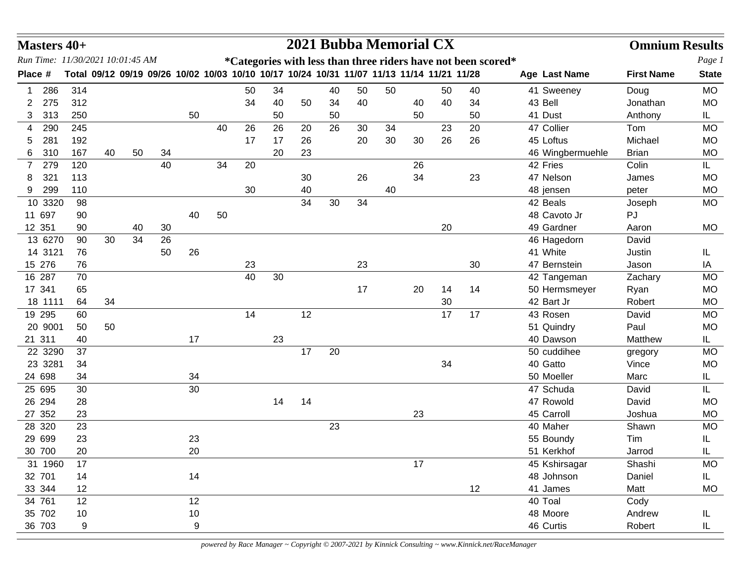# 2021 Bubba Memorial CX

**Masters 40+** — **Omnium Results**

*Run Time: 11/30/2021 10:01:45 AM*

**\*Categories with less than three riders have not been scored\***

| Place | # | Total | 09/12 | 09/19 | 09/26 | 10/02 | 10/03 | 10/10 | 10/17 | 10/24 | 10/31 | 11/07 | 11/13 | 11/14 | 11/21 | 11/28 | Age | Last Name | First Name | State |
|---|---|---|---|---|---|---|---|---|---|---|---|---|---|---|---|---|---|---|---|---|
| 1 | 286 | 314 | | | | | | 50 | 34 | | 40 | 50 | 50 | | 50 | 40 | 41 | Sweeney | Doug | MO |
| 2 | 275 | 312 | | | | | | 34 | 40 | 50 | 34 | 40 | | 40 | 40 | 34 | 43 | Bell | Jonathan | MO |
| 3 | 313 | 250 | | | | 50 | | | 50 | | 50 | | | 50 | | 50 | 41 | Dust | Anthony | IL |
| 4 | 290 | 245 | | | | | 40 | 26 | 26 | 20 | 26 | 30 | 34 | | 23 | 20 | 47 | Collier | Tom | MO |
| 5 | 281 | 192 | | | | | | 17 | 17 | 26 | | 20 | 30 | 30 | 26 | 26 | 45 | Loftus | Michael | MO |
| 6 | 310 | 167 | 40 | 50 | 34 | | | | 20 | 23 | | | | | | | 46 | Wingbermuehle | Brian | MO |
| 7 | 279 | 120 | | | 40 | | 34 | 20 | | | | | | 26 | | | 42 | Fries | Colin | IL |
| 8 | 321 | 113 | | | | | | | | 30 | | 26 | | 34 | | 23 | 47 | Nelson | James | MO |
| 9 | 299 | 110 | | | | | | 30 | | 40 | | | 40 | | | | 48 | jensen | peter | MO |
| 10 | 3320 | 98 | | | | | | | | 34 | 30 | 34 | | | | | 42 | Beals | Joseph | MO |
| 11 | 697 | 90 | | | | 40 | 50 | | | | | | | | | | 48 | Cavoto Jr | PJ | |
| 12 | 351 | 90 | | 40 | 30 | | | | | | | | | | 20 | | 49 | Gardner | Aaron | MO |
| 13 | 6270 | 90 | 30 | 34 | 26 | | | | | | | | | | | | 46 | Hagedorn | David | |
| 14 | 3121 | 76 | | | 50 | 26 | | | | | | | | | | | 41 | White | Justin | IL |
| 15 | 276 | 76 | | | | | | 23 | | | | 23 | | | | 30 | 47 | Bernstein | Jason | IA |
| 16 | 287 | 70 | | | | | | 40 | 30 | | | | | | | | 42 | Tangeman | Zachary | MO |
| 17 | 341 | 65 | | | | | | | | | | 17 | | 20 | 14 | 14 | 50 | Hermsmeyer | Ryan | MO |
| 18 | 1111 | 64 | 34 | | | | | | | | | | | | 30 | | 42 | Bart Jr | Robert | MO |
| 19 | 295 | 60 | | | | | | 14 | | 12 | | | | | 17 | 17 | 43 | Rosen | David | MO |
| 20 | 9001 | 50 | 50 | | | | | | | | | | | | | | 51 | Quindry | Paul | MO |
| 21 | 311 | 40 | | | | 17 | | | 23 | | | | | | | | 40 | Dawson | Matthew | IL |
| 22 | 3290 | 37 | | | | | | | | 17 | 20 | | | | | | 50 | cuddihee | gregory | MO |
| 23 | 3281 | 34 | | | | | | | | | | | | | 34 | | 40 | Gatto | Vince | MO |
| 24 | 698 | 34 | | | | 34 | | | | | | | | | | | 50 | Moeller | Marc | IL |
| 25 | 695 | 30 | | | | 30 | | | | | | | | | | | 47 | Schuda | David | IL |
| 26 | 294 | 28 | | | | | | | 14 | 14 | | | | | | | 47 | Rowold | David | MO |
| 27 | 352 | 23 | | | | | | | | | | | | 23 | | | 45 | Carroll | Joshua | MO |
| 28 | 320 | 23 | | | | | | | | | 23 | | | | | | 40 | Maher | Shawn | MO |
| 29 | 699 | 23 | | | | 23 | | | | | | | | | | | 55 | Boundy | Tim | IL |
| 30 | 700 | 20 | | | | 20 | | | | | | | | | | | 51 | Kerkhof | Jarrod | IL |
| 31 | 1960 | 17 | | | | | | | | | | | | 17 | | | 45 | Kshirsagar | Shashi | MO |
| 32 | 701 | 14 | | | | 14 | | | | | | | | | | | 48 | Johnson | Daniel | IL |
| 33 | 344 | 12 | | | | | | | | | | | | | | 12 | 41 | James | Matt | MO |
| 34 | 761 | 12 | | | | 12 | | | | | | | | | | | 40 | Toal | Cody | |
| 35 | 702 | 10 | | | | 10 | | | | | | | | | | | 48 | Moore | Andrew | IL |
| 36 | 703 | 9 | | | | 9 | | | | | | | | | | | 46 | Curtis | Robert | IL |

*powered by Race Manager ~ Copyright © 2007-2021 by Kinnick Consulting ~ www.Kinnick.net/RaceManager*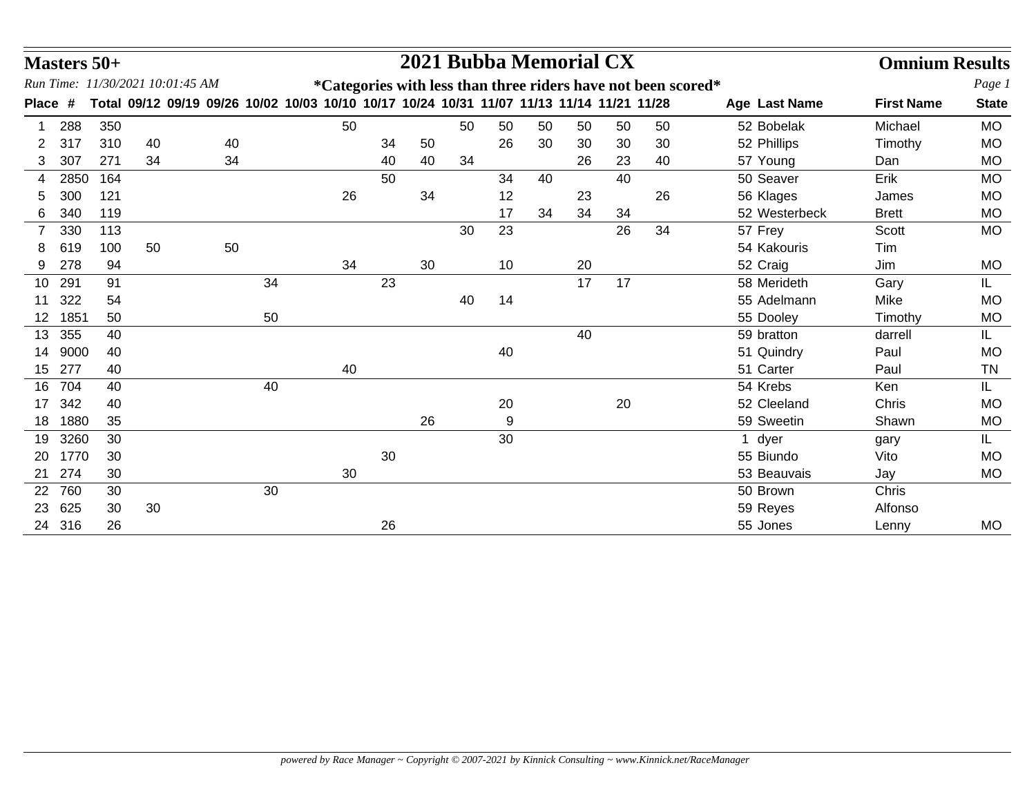# Masters 50+

## 2021 Bubba Memorial CX

## Omnium Results

*Run Time: 11/30/2021 10:01:45 AM*

**\*Categories with less than three riders have not been scored\***

| Place | # | Total | 09/12 | 09/19 | 09/26 | 10/02 | 10/03 | 10/10 | 10/17 | 10/24 | 10/31 | 11/07 | 11/13 | 11/14 | 11/21 | 11/28 | Age | Last Name | First Name | State |
|---|---|---|---|---|---|---|---|---|---|---|---|---|---|---|---|---|---|---|---|---|
| 1 | 288 | 350 | | | | | | 50 | | | 50 | 50 | 50 | 50 | 50 | 50 | 52 | Bobelak | Michael | MO |
| 2 | 317 | 310 | 40 | | 40 | | | | 34 | 50 | | 26 | 30 | 30 | 30 | 30 | 52 | Phillips | Timothy | MO |
| 3 | 307 | 271 | 34 | | 34 | | | | 40 | 40 | 34 | | | 26 | 23 | 40 | 57 | Young | Dan | MO |
| 4 | 2850 | 164 | | | | | | | 50 | | | 34 | 40 | | 40 | | 50 | Seaver | Erik | MO |
| 5 | 300 | 121 | | | | | | 26 | | 34 | | 12 | | 23 | | 26 | 56 | Klages | James | MO |
| 6 | 340 | 119 | | | | | | | | | | 17 | 34 | 34 | 34 | | 52 | Westerbeck | Brett | MO |
| 7 | 330 | 113 | | | | | | | | | 30 | 23 | | | 26 | 34 | 57 | Frey | Scott | MO |
| 8 | 619 | 100 | 50 | | 50 | | | | | | | | | | | | 54 | Kakouris | Tim | |
| 9 | 278 | 94 | | | | | | 34 | | 30 | | 10 | | 20 | | | 52 | Craig | Jim | MO |
| 10 | 291 | 91 | | | | 34 | | | 23 | | | | | 17 | 17 | | 58 | Merideth | Gary | IL |
| 11 | 322 | 54 | | | | | | | | | 40 | 14 | | | | | 55 | Adelmann | Mike | MO |
| 12 | 1851 | 50 | | | | 50 | | | | | | | | | | | 55 | Dooley | Timothy | MO |
| 13 | 355 | 40 | | | | | | | | | | | | 40 | | | 59 | bratton | darrell | IL |
| 14 | 9000 | 40 | | | | | | | | | | 40 | | | | | 51 | Quindry | Paul | MO |
| 15 | 277 | 40 | | | | | | 40 | | | | | | | | | 51 | Carter | Paul | TN |
| 16 | 704 | 40 | | | | 40 | | | | | | | | | | | 54 | Krebs | Ken | IL |
| 17 | 342 | 40 | | | | | | | | | | 20 | | | 20 | | 52 | Cleeland | Chris | MO |
| 18 | 1880 | 35 | | | | | | | | 26 | | 9 | | | | | 59 | Sweetin | Shawn | MO |
| 19 | 3260 | 30 | | | | | | | | | | 30 | | | | | 1 | dyer | gary | IL |
| 20 | 1770 | 30 | | | | | | | 30 | | | | | | | | 55 | Biundo | Vito | MO |
| 21 | 274 | 30 | | | | | | 30 | | | | | | | | | 53 | Beauvais | Jay | MO |
| 22 | 760 | 30 | | | | 30 | | | | | | | | | | | 50 | Brown | Chris | |
| 23 | 625 | 30 | 30 | | | | | | | | | | | | | | 59 | Reyes | Alfonso | |
| 24 | 316 | 26 | | | | | | | 26 | | | | | | | | 55 | Jones | Lenny | MO |

*powered by Race Manager ~ Copyright © 2007-2021 by Kinnick Consulting ~ www.Kinnick.net/RaceManager*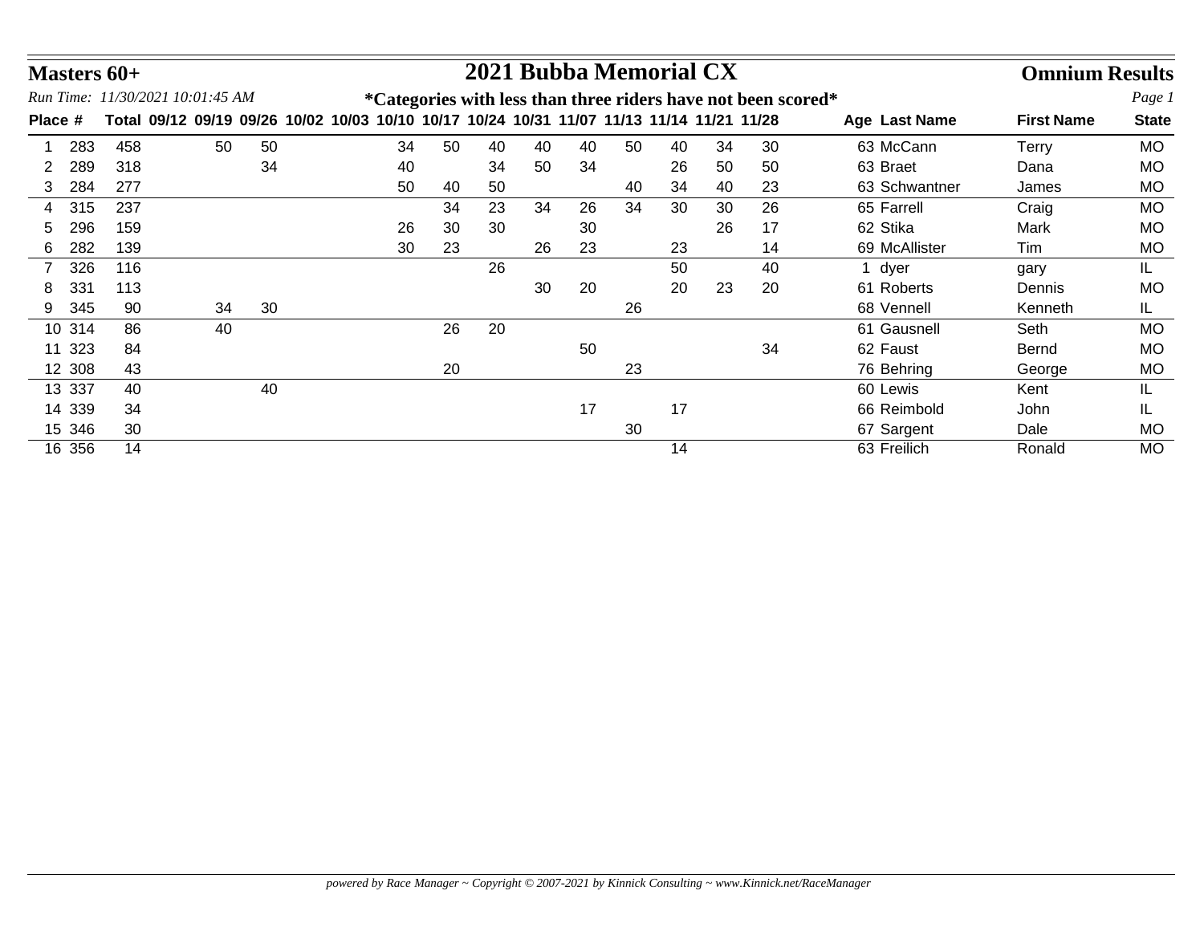# Masters 60+

## 2021 Bubba Memorial CX

## Omnium Results

*Run Time: 11/30/2021 10:01:45 AM*

**\*Categories with less than three riders have not been scored\***

| Place | # | Total | 09/12 | 09/19 | 09/26 | 10/02 | 10/03 | 10/10 | 10/17 | 10/24 | 10/31 | 11/07 | 11/13 | 11/14 | 11/21 | 11/28 | Age | Last Name | First Name | State |
|---|---|---|---|---|---|---|---|---|---|---|---|---|---|---|---|---|---|---|---|---|
| 1 | 283 | 458 | | 50 | 50 | | | 34 | 50 | 40 | 40 | 40 | 50 | 40 | 34 | 30 | 63 | McCann | Terry | MO |
| 2 | 289 | 318 | | | 34 | | | 40 | | 34 | 50 | 34 | | 26 | 50 | 50 | 63 | Braet | Dana | MO |
| 3 | 284 | 277 | | | | | | 50 | 40 | 50 | | | 40 | 34 | 40 | 23 | 63 | Schwantner | James | MO |
| 4 | 315 | 237 | | | | | | | 34 | 23 | 34 | 26 | 34 | 30 | 30 | 26 | 65 | Farrell | Craig | MO |
| 5 | 296 | 159 | | | | | | 26 | 30 | 30 | | 30 | | | 26 | 17 | 62 | Stika | Mark | MO |
| 6 | 282 | 139 | | | | | | 30 | 23 | | 26 | 23 | | 23 | | 14 | 69 | McAllister | Tim | MO |
| 7 | 326 | 116 | | | | | | | | 26 | | | | 50 | | 40 | 1 | dyer | gary | IL |
| 8 | 331 | 113 | | | | | | | | | 30 | 20 | | 20 | 23 | 20 | 61 | Roberts | Dennis | MO |
| 9 | 345 | 90 | | 34 | 30 | | | | | | | | 26 | | | | 68 | Vennell | Kenneth | IL |
| 10 | 314 | 86 | | 40 | | | | | 26 | 20 | | | | | | | 61 | Gausnell | Seth | MO |
| 11 | 323 | 84 | | | | | | | | | | 50 | | | | 34 | 62 | Faust | Bernd | MO |
| 12 | 308 | 43 | | | | | | | 20 | | | | 23 | | | | 76 | Behring | George | MO |
| 13 | 337 | 40 | | | 40 | | | | | | | | | | | | 60 | Lewis | Kent | IL |
| 14 | 339 | 34 | | | | | | | | | | 17 | | 17 | | | 66 | Reimbold | John | IL |
| 15 | 346 | 30 | | | | | | | | | | | 30 | | | | 67 | Sargent | Dale | MO |
| 16 | 356 | 14 | | | | | | | | | | | | 14 | | | 63 | Freilich | Ronald | MO |

*powered by Race Manager ~ Copyright © 2007-2021 by Kinnick Consulting ~ www.Kinnick.net/RaceManager*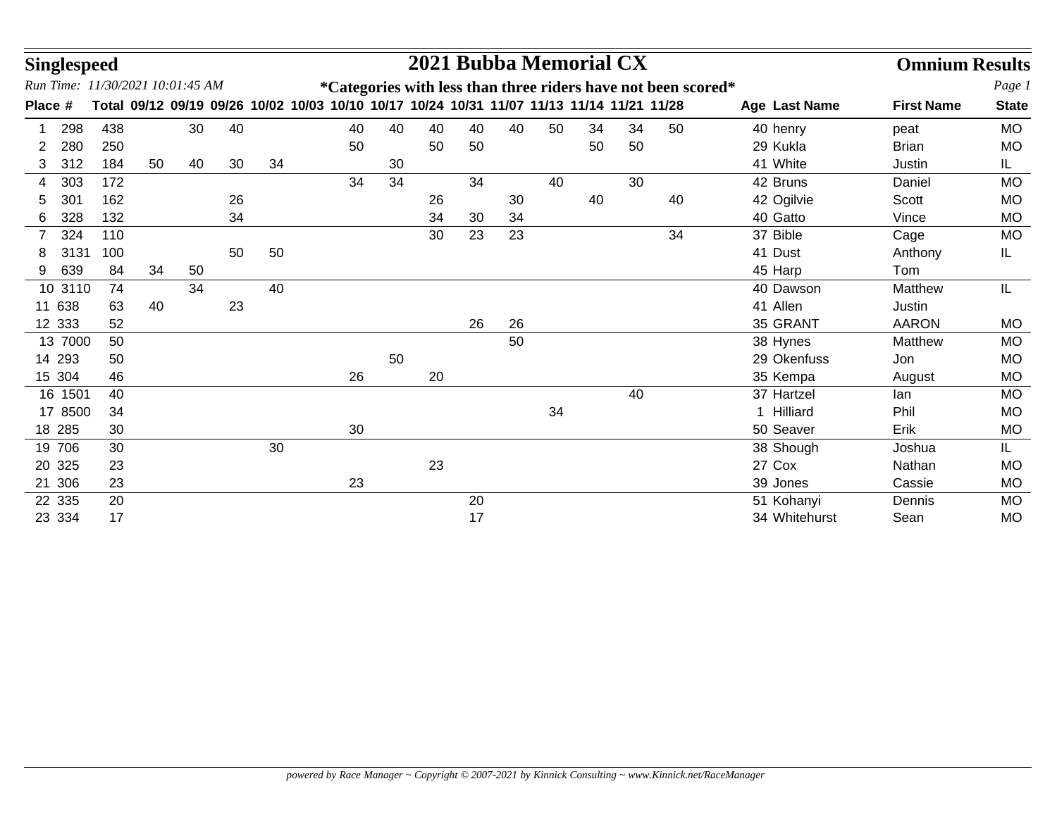# Singlespeed

## 2021 Bubba Memorial CX

### Omnium Results

*Run Time: 11/30/2021 10:01:45 AM*

**\*Categories with less than three riders have not been scored\***

| Place | # | Total | 09/12 | 09/19 | 09/26 | 10/02 | 10/03 | 10/10 | 10/17 | 10/24 | 10/31 | 11/07 | 11/13 | 11/14 | 11/21 | 11/28 | Age | Last Name | First Name | State |
|---|---|---|---|---|---|---|---|---|---|---|---|---|---|---|---|---|---|---|---|---|
| 1 | 298 | 438 | | 30 | 40 | | | 40 | 40 | 40 | 40 | 40 | 50 | 34 | 34 | 50 | 40 | henry | peat | MO |
| 2 | 280 | 250 | | | | | | 50 | | 50 | 50 | | | 50 | 50 | | 29 | Kukla | Brian | MO |
| 3 | 312 | 184 | 50 | 40 | 30 | 34 | | | 30 | | | | | | | | 41 | White | Justin | IL |
| 4 | 303 | 172 | | | | | | 34 | 34 | | 34 | | 40 | | 30 | | 42 | Bruns | Daniel | MO |
| 5 | 301 | 162 | | | 26 | | | | | 26 | | 30 | | 40 | | 40 | 42 | Ogilvie | Scott | MO |
| 6 | 328 | 132 | | | 34 | | | | | 34 | 30 | 34 | | | | | 40 | Gatto | Vince | MO |
| 7 | 324 | 110 | | | | | | | | 30 | 23 | 23 | | | | 34 | 37 | Bible | Cage | MO |
| 8 | 3131 | 100 | | | 50 | 50 | | | | | | | | | | | 41 | Dust | Anthony | IL |
| 9 | 639 | 84 | 34 | 50 | | | | | | | | | | | | | 45 | Harp | Tom | |
| 10 | 3110 | 74 | | 34 | | 40 | | | | | | | | | | | 40 | Dawson | Matthew | IL |
| 11 | 638 | 63 | 40 | | 23 | | | | | | | | | | | | 41 | Allen | Justin | |
| 12 | 333 | 52 | | | | | | | | | 26 | 26 | | | | | 35 | GRANT | AARON | MO |
| 13 | 7000 | 50 | | | | | | | | | | 50 | | | | | 38 | Hynes | Matthew | MO |
| 14 | 293 | 50 | | | | | | | 50 | | | | | | | | 29 | Okenfuss | Jon | MO |
| 15 | 304 | 46 | | | | | | 26 | | 20 | | | | | | | 35 | Kempa | August | MO |
| 16 | 1501 | 40 | | | | | | | | | | | | | 40 | | 37 | Hartzel | Ian | MO |
| 17 | 8500 | 34 | | | | | | | | | | | 34 | | | | 1 | Hilliard | Phil | MO |
| 18 | 285 | 30 | | | | | | 30 | | | | | | | | | 50 | Seaver | Erik | MO |
| 19 | 706 | 30 | | | | 30 | | | | | | | | | | | 38 | Shough | Joshua | IL |
| 20 | 325 | 23 | | | | | | | | 23 | | | | | | | 27 | Cox | Nathan | MO |
| 21 | 306 | 23 | | | | | | 23 | | | | | | | | | 39 | Jones | Cassie | MO |
| 22 | 335 | 20 | | | | | | | | | 20 | | | | | | 51 | Kohanyi | Dennis | MO |
| 23 | 334 | 17 | | | | | | | | | 17 | | | | | | 34 | Whitehurst | Sean | MO |

*powered by Race Manager ~ Copyright © 2007-2021 by Kinnick Consulting ~ www.Kinnick.net/RaceManager*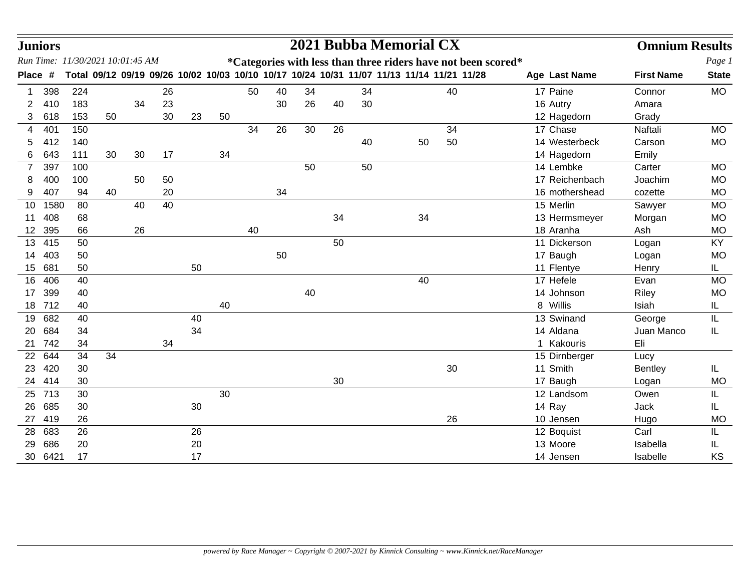**Juniors** — **2021 Bubba Memorial CX** — **Omnium Results**

*Run Time: 11/30/2021 10:01:45 AM*

***Categories with less than three riders have not been scored***

| Place | # | Total | 09/12 | 09/19 | 09/26 | 10/02 | 10/03 | 10/10 | 10/17 | 10/24 | 10/31 | 11/07 | 11/13 | 11/14 | 11/21 | 11/28 | Age | Last Name | First Name | State |
|---|---|---|---|---|---|---|---|---|---|---|---|---|---|---|---|---|---|---|---|---|
| 1 | 398 | 224 | | | 26 | | | 50 | 40 | 34 | | 34 | | | 40 | | 17 | Paine | Connor | MO |
| 2 | 410 | 183 | | 34 | 23 | | | | 30 | 26 | 40 | 30 | | | | | 16 | Autry | Amara | |
| 3 | 618 | 153 | 50 | | 30 | 23 | 50 | | | | | | | | | | 12 | Hagedorn | Grady | |
| 4 | 401 | 150 | | | | | | 34 | 26 | 30 | 26 | | | | 34 | | 17 | Chase | Naftali | MO |
| 5 | 412 | 140 | | | | | | | | | | 40 | | 50 | 50 | | 14 | Westerbeck | Carson | MO |
| 6 | 643 | 111 | 30 | 30 | 17 | | 34 | | | | | | | | | | 14 | Hagedorn | Emily | |
| 7 | 397 | 100 | | | | | | | | 50 | | 50 | | | | | 14 | Lembke | Carter | MO |
| 8 | 400 | 100 | | 50 | 50 | | | | | | | | | | | | 17 | Reichenbach | Joachim | MO |
| 9 | 407 | 94 | 40 | | 20 | | | | 34 | | | | | | | | 16 | mothershead | cozette | MO |
| 10 | 1580 | 80 | | 40 | 40 | | | | | | | | | | | | 15 | Merlin | Sawyer | MO |
| 11 | 408 | 68 | | | | | | | | | 34 | | | 34 | | | 13 | Hermsmeyer | Morgan | MO |
| 12 | 395 | 66 | | 26 | | | | 40 | | | | | | | | | 18 | Aranha | Ash | MO |
| 13 | 415 | 50 | | | | | | | | | 50 | | | | | | 11 | Dickerson | Logan | KY |
| 14 | 403 | 50 | | | | | | | 50 | | | | | | | | 17 | Baugh | Logan | MO |
| 15 | 681 | 50 | | | | 50 | | | | | | | | | | | 11 | Flentye | Henry | IL |
| 16 | 406 | 40 | | | | | | | | | | | | 40 | | | 17 | Hefele | Evan | MO |
| 17 | 399 | 40 | | | | | | | | 40 | | | | | | | 14 | Johnson | Riley | MO |
| 18 | 712 | 40 | | | | | 40 | | | | | | | | | | 8 | Willis | Isiah | IL |
| 19 | 682 | 40 | | | | 40 | | | | | | | | | | | 13 | Swinand | George | IL |
| 20 | 684 | 34 | | | | 34 | | | | | | | | | | | 14 | Aldana | Juan Manco | IL |
| 21 | 742 | 34 | | | 34 | | | | | | | | | | | | 1 | Kakouris | Eli | |
| 22 | 644 | 34 | 34 | | | | | | | | | | | | | | 15 | Dirnberger | Lucy | |
| 23 | 420 | 30 | | | | | | | | | | | | | 30 | | 11 | Smith | Bentley | IL |
| 24 | 414 | 30 | | | | | | | | | 30 | | | | | | 17 | Baugh | Logan | MO |
| 25 | 713 | 30 | | | | | 30 | | | | | | | | | | 12 | Landsom | Owen | IL |
| 26 | 685 | 30 | | | | 30 | | | | | | | | | | | 14 | Ray | Jack | IL |
| 27 | 419 | 26 | | | | | | | | | | | | | 26 | | 10 | Jensen | Hugo | MO |
| 28 | 683 | 26 | | | | 26 | | | | | | | | | | | 12 | Boquist | Carl | IL |
| 29 | 686 | 20 | | | | 20 | | | | | | | | | | | 13 | Moore | Isabella | IL |
| 30 | 6421 | 17 | | | | 17 | | | | | | | | | | | 14 | Jensen | Isabelle | KS |

*powered by Race Manager ~ Copyright © 2007-2021 by Kinnick Consulting ~ www.Kinnick.net/RaceManager*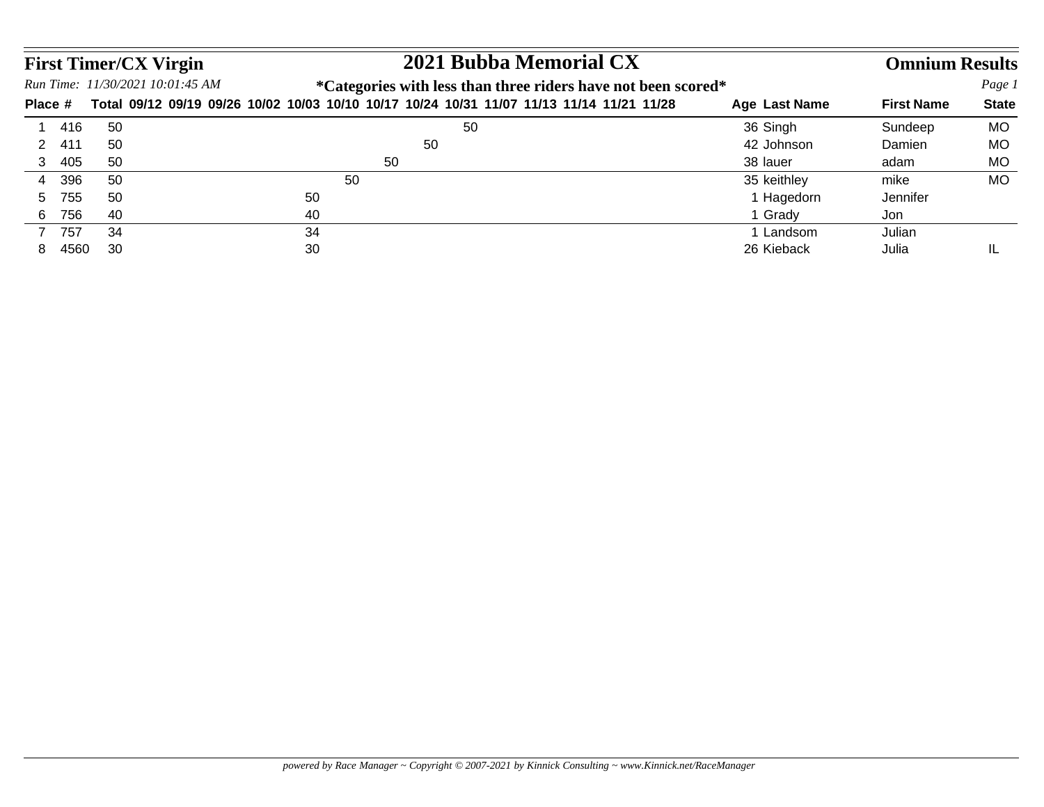**First Timer/CX Virgin**

# 2021 Bubba Memorial CX

**Omnium Results**

*Run Time: 11/30/2021 10:01:45 AM*

**\*Categories with less than three riders have not been scored\***

| Place | # | Total | 09/12 | 09/19 | 09/26 | 10/02 | 10/03 | 10/10 | 10/17 | 10/24 | 10/31 | 11/07 | 11/13 | 11/14 | 11/21 | 11/28 | Age | Last Name | First Name | State |
|---|---|---|---|---|---|---|---|---|---|---|---|---|---|---|---|---|---|---|---|---|
| 1 | 416 | 50 | | | | | | | | | 50 | | | | | | 36 | Singh | Sundeep | MO |
| 2 | 411 | 50 | | | | | | | | 50 | | | | | | | 42 | Johnson | Damien | MO |
| 3 | 405 | 50 | | | | | | | 50 | | | | | | | | 38 | lauer | adam | MO |
| 4 | 396 | 50 | | | | | | 50 | | | | | | | | | 35 | keithley | mike | MO |
| 5 | 755 | 50 | | | | | 50 | | | | | | | | | | 1 | Hagedorn | Jennifer | |
| 6 | 756 | 40 | | | | | 40 | | | | | | | | | | 1 | Grady | Jon | |
| 7 | 757 | 34 | | | | | 34 | | | | | | | | | | 1 | Landsom | Julian | |
| 8 | 4560 | 30 | | | | | 30 | | | | | | | | | | 26 | Kieback | Julia | IL |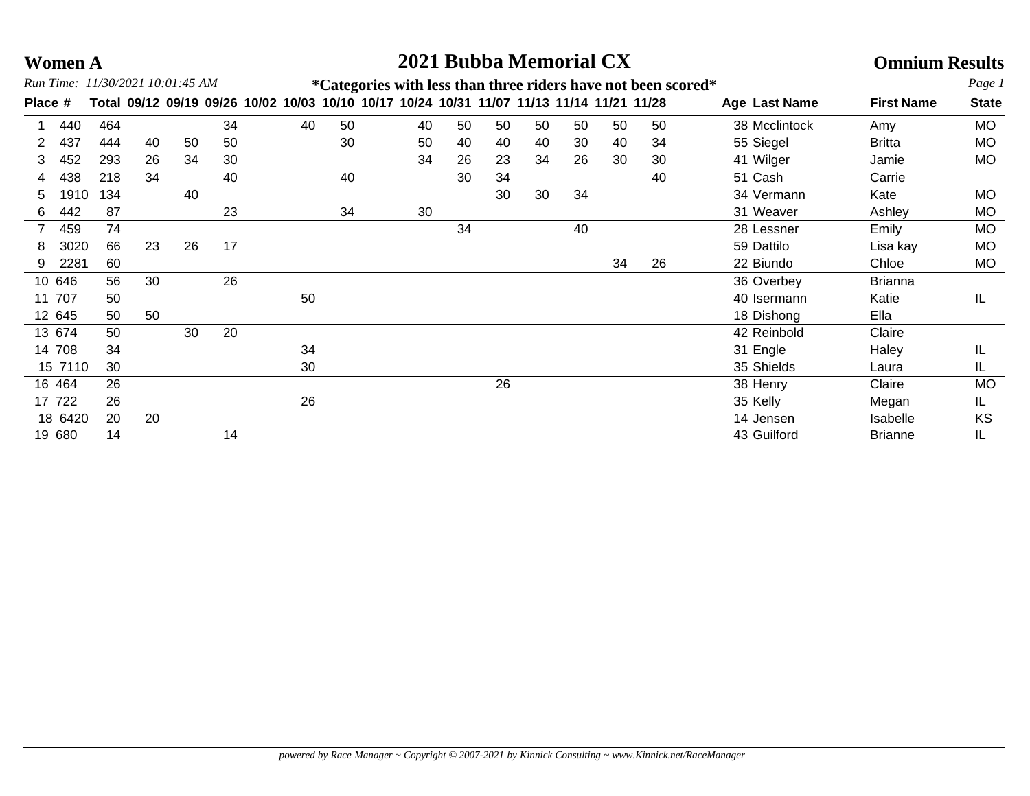# Women A

## 2021 Bubba Memorial CX

**Omnium Results**

*Run Time: 11/30/2021 10:01:45 AM*

***Categories with less than three riders have not been scored***

| Place | # | Total | 09/12 | 09/19 | 09/26 | 10/02 | 10/03 | 10/10 | 10/17 | 10/24 | 10/31 | 11/07 | 11/13 | 11/14 | 11/21 | 11/28 | Age | Last Name | First Name | State |
|---|---|---|---|---|---|---|---|---|---|---|---|---|---|---|---|---|---|---|---|---|
| 1 | 440 | 464 | | | 34 | | 40 | 50 | | 40 | 50 | 50 | 50 | 50 | 50 | 50 | 38 | Mcclintock | Amy | MO |
| 2 | 437 | 444 | 40 | 50 | 50 | | | 30 | | 50 | 40 | 40 | 40 | 30 | 40 | 34 | 55 | Siegel | Britta | MO |
| 3 | 452 | 293 | 26 | 34 | 30 | | | | | 34 | 26 | 23 | 34 | 26 | 30 | 30 | 41 | Wilger | Jamie | MO |
| 4 | 438 | 218 | 34 | | 40 | | | 40 | | | 30 | 34 | | | | 40 | 51 | Cash | Carrie | |
| 5 | 1910 | 134 | | 40 | | | | | | | | 30 | 30 | 34 | | | 34 | Vermann | Kate | MO |
| 6 | 442 | 87 | | | 23 | | | 34 | | 30 | | | | | | | 31 | Weaver | Ashley | MO |
| 7 | 459 | 74 | | | | | | | | | 34 | | | 40 | | | 28 | Lessner | Emily | MO |
| 8 | 3020 | 66 | 23 | 26 | 17 | | | | | | | | | | | | 59 | Dattilo | Lisa kay | MO |
| 9 | 2281 | 60 | | | | | | | | | | | | | 34 | 26 | 22 | Biundo | Chloe | MO |
| 10 | 646 | 56 | 30 | | 26 | | | | | | | | | | | | 36 | Overbey | Brianna | |
| 11 | 707 | 50 | | | | | 50 | | | | | | | | | | 40 | Isermann | Katie | IL |
| 12 | 645 | 50 | 50 | | | | | | | | | | | | | | 18 | Dishong | Ella | |
| 13 | 674 | 50 | | 30 | 20 | | | | | | | | | | | | 42 | Reinbold | Claire | |
| 14 | 708 | 34 | | | | | 34 | | | | | | | | | | 31 | Engle | Haley | IL |
| 15 | 7110 | 30 | | | | | 30 | | | | | | | | | | 35 | Shields | Laura | IL |
| 16 | 464 | 26 | | | | | | | | | | 26 | | | | | 38 | Henry | Claire | MO |
| 17 | 722 | 26 | | | | | 26 | | | | | | | | | | 35 | Kelly | Megan | IL |
| 18 | 6420 | 20 | 20 | | | | | | | | | | | | | | 14 | Jensen | Isabelle | KS |
| 19 | 680 | 14 | | | 14 | | | | | | | | | | | | 43 | Guilford | Brianne | IL |

*powered by Race Manager ~ Copyright © 2007-2021 by Kinnick Consulting ~ www.Kinnick.net/RaceManager*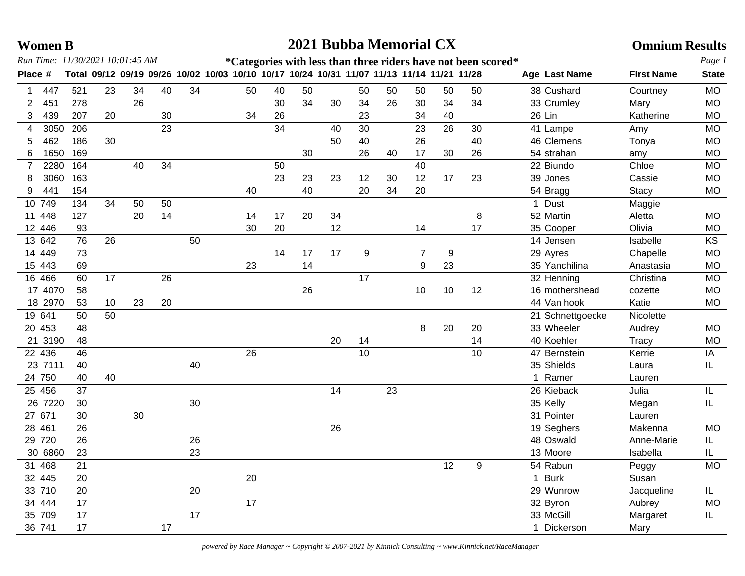# Women B

## 2021 Bubba Memorial CX

**Omnium Results**

*Run Time: 11/30/2021 10:01:45 AM*

**\*Categories with less than three riders have not been scored\***

| Place | # | Total | 09/12 | 09/19 | 09/26 | 10/02 | 10/03 | 10/10 | 10/17 | 10/24 | 10/31 | 11/07 | 11/13 | 11/14 | 11/21 | 11/28 | Age | Last Name | First Name | State |
|---|---|---|---|---|---|---|---|---|---|---|---|---|---|---|---|---|---|---|---|---|
| 1 | 447 | 521 | 23 | 34 | 40 | 34 | | 50 | 40 | 50 | | 50 | 50 | 50 | 50 | 50 | 38 | Cushard | Courtney | MO |
| 2 | 451 | 278 | | 26 | | | | | 30 | 34 | 30 | 34 | 26 | 30 | 34 | 34 | 33 | Crumley | Mary | MO |
| 3 | 439 | 207 | 20 | | 30 | | | 34 | 26 | | | 23 | | 34 | 40 | | 26 | Lin | Katherine | MO |
| 4 | 3050 | 206 | | | 23 | | | | 34 | | 40 | 30 | | 23 | 26 | 30 | 41 | Lampe | Amy | MO |
| 5 | 462 | 186 | 30 | | | | | | | | 50 | 40 | | 26 | | 40 | 46 | Clemens | Tonya | MO |
| 6 | 1650 | 169 | | | | | | | | 30 | | 26 | 40 | 17 | 30 | 26 | 54 | strahan | amy | MO |
| 7 | 2280 | 164 | | 40 | 34 | | | | 50 | | | | | 40 | | | 22 | Biundo | Chloe | MO |
| 8 | 3060 | 163 | | | | | | | 23 | 23 | 23 | 12 | 30 | 12 | 17 | 23 | 39 | Jones | Cassie | MO |
| 9 | 441 | 154 | | | | | | 40 | | 40 | | 20 | 34 | 20 | | | 54 | Bragg | Stacy | MO |
| 10 | 749 | 134 | 34 | 50 | 50 | | | | | | | | | | | | 1 | Dust | Maggie | |
| 11 | 448 | 127 | | 20 | 14 | | | 14 | 17 | 20 | 34 | | | | | 8 | 52 | Martin | Aletta | MO |
| 12 | 446 | 93 | | | | | | 30 | 20 | | 12 | | | 14 | | 17 | 35 | Cooper | Olivia | MO |
| 13 | 642 | 76 | 26 | | | 50 | | | | | | | | | | | 14 | Jensen | Isabelle | KS |
| 14 | 449 | 73 | | | | | | | 14 | 17 | 17 | 9 | | 7 | 9 | | 29 | Ayres | Chapelle | MO |
| 15 | 443 | 69 | | | | | | 23 | | 14 | | | | 9 | 23 | | 35 | Yanchilina | Anastasia | MO |
| 16 | 466 | 60 | 17 | | 26 | | | | | | | 17 | | | | | 32 | Henning | Christina | MO |
| 17 | 4070 | 58 | | | | | | | | 26 | | | | 10 | 10 | 12 | 16 | mothershead | cozette | MO |
| 18 | 2970 | 53 | 10 | 23 | 20 | | | | | | | | | | | | 44 | Van hook | Katie | MO |
| 19 | 641 | 50 | 50 | | | | | | | | | | | | | | 21 | Schnettgoecke | Nicolette | |
| 20 | 453 | 48 | | | | | | | | | | | | 8 | 20 | 20 | 33 | Wheeler | Audrey | MO |
| 21 | 3190 | 48 | | | | | | | | | 20 | 14 | | | | 14 | 40 | Koehler | Tracy | MO |
| 22 | 436 | 46 | | | | | | 26 | | | | 10 | | | | 10 | 47 | Bernstein | Kerrie | IA |
| 23 | 7111 | 40 | | | | 40 | | | | | | | | | | | 35 | Shields | Laura | IL |
| 24 | 750 | 40 | 40 | | | | | | | | | | | | | | 1 | Ramer | Lauren | |
| 25 | 456 | 37 | | | | | | | | | 14 | | 23 | | | | 26 | Kieback | Julia | IL |
| 26 | 7220 | 30 | | | | 30 | | | | | | | | | | | 35 | Kelly | Megan | IL |
| 27 | 671 | 30 | | 30 | | | | | | | | | | | | | 31 | Pointer | Lauren | |
| 28 | 461 | 26 | | | | | | | | | 26 | | | | | | 19 | Seghers | Makenna | MO |
| 29 | 720 | 26 | | | | 26 | | | | | | | | | | | 48 | Oswald | Anne-Marie | IL |
| 30 | 6860 | 23 | | | | 23 | | | | | | | | | | | 13 | Moore | Isabella | IL |
| 31 | 468 | 21 | | | | | | | | | | | | | 12 | 9 | 54 | Rabun | Peggy | MO |
| 32 | 445 | 20 | | | | | | 20 | | | | | | | | | 1 | Burk | Susan | |
| 33 | 710 | 20 | | | | 20 | | | | | | | | | | | 29 | Wunrow | Jacqueline | IL |
| 34 | 444 | 17 | | | | | | 17 | | | | | | | | | 32 | Byron | Aubrey | MO |
| 35 | 709 | 17 | | | | 17 | | | | | | | | | | | 33 | McGill | Margaret | IL |
| 36 | 741 | 17 | | | 17 | | | | | | | | | | | | 1 | Dickerson | Mary | |

*powered by Race Manager ~ Copyright © 2007-2021 by Kinnick Consulting ~ www.Kinnick.net/RaceManager*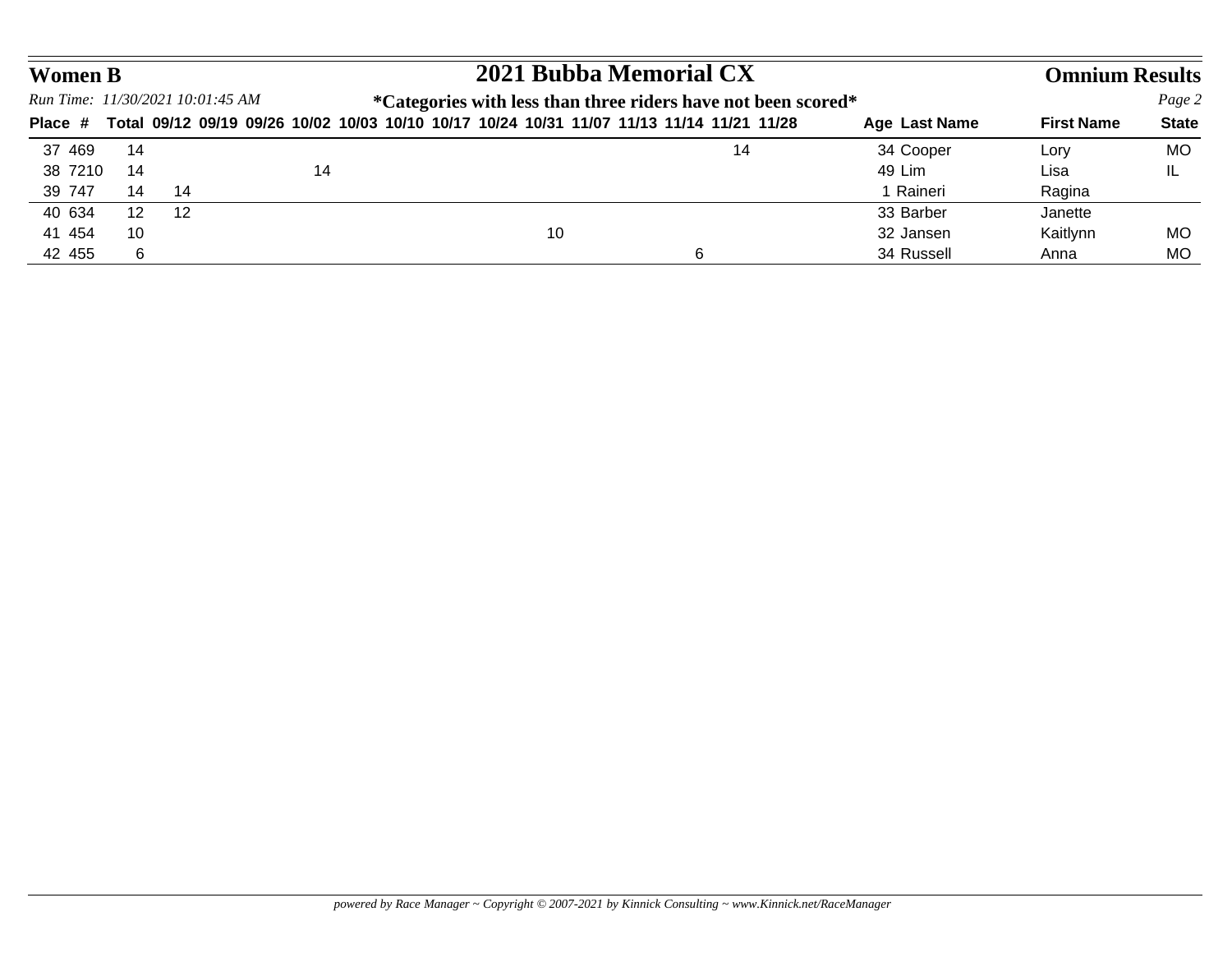## Women B

## 2021 Bubba Memorial CX

## Omnium Results

*Run Time: 11/30/2021 10:01:45 AM*

**\*Categories with less than three riders have not been scored\***

| Place | # | Total | 09/12 | 09/19 | 09/26 | 10/02 | 10/03 | 10/10 | 10/17 | 10/24 | 10/31 | 11/07 | 11/13 | 11/14 | 11/21 | 11/28 | Age | Last Name | First Name | State |
|---|---|---|---|---|---|---|---|---|---|---|---|---|---|---|---|---|---|---|---|---|
| 37 | 469 | 14 | | | | | | | | | | | | | 14 | | 34 | Cooper | Lory | MO |
| 38 | 7210 | 14 | | | | 14 | | | | | | | | | | | 49 | Lim | Lisa | IL |
| 39 | 747 | 14 | 14 | | | | | | | | | | | | | | 1 | Raineri | Ragina | |
| 40 | 634 | 12 | 12 | | | | | | | | | | | | | | 33 | Barber | Janette | |
| 41 | 454 | 10 | | | | | | | | | 10 | | | | | | 32 | Jansen | Kaitlynn | MO |
| 42 | 455 | 6 | | | | | | | | | | | | 6 | | | 34 | Russell | Anna | MO |

*powered by Race Manager ~ Copyright © 2007-2021 by Kinnick Consulting ~ www.Kinnick.net/RaceManager*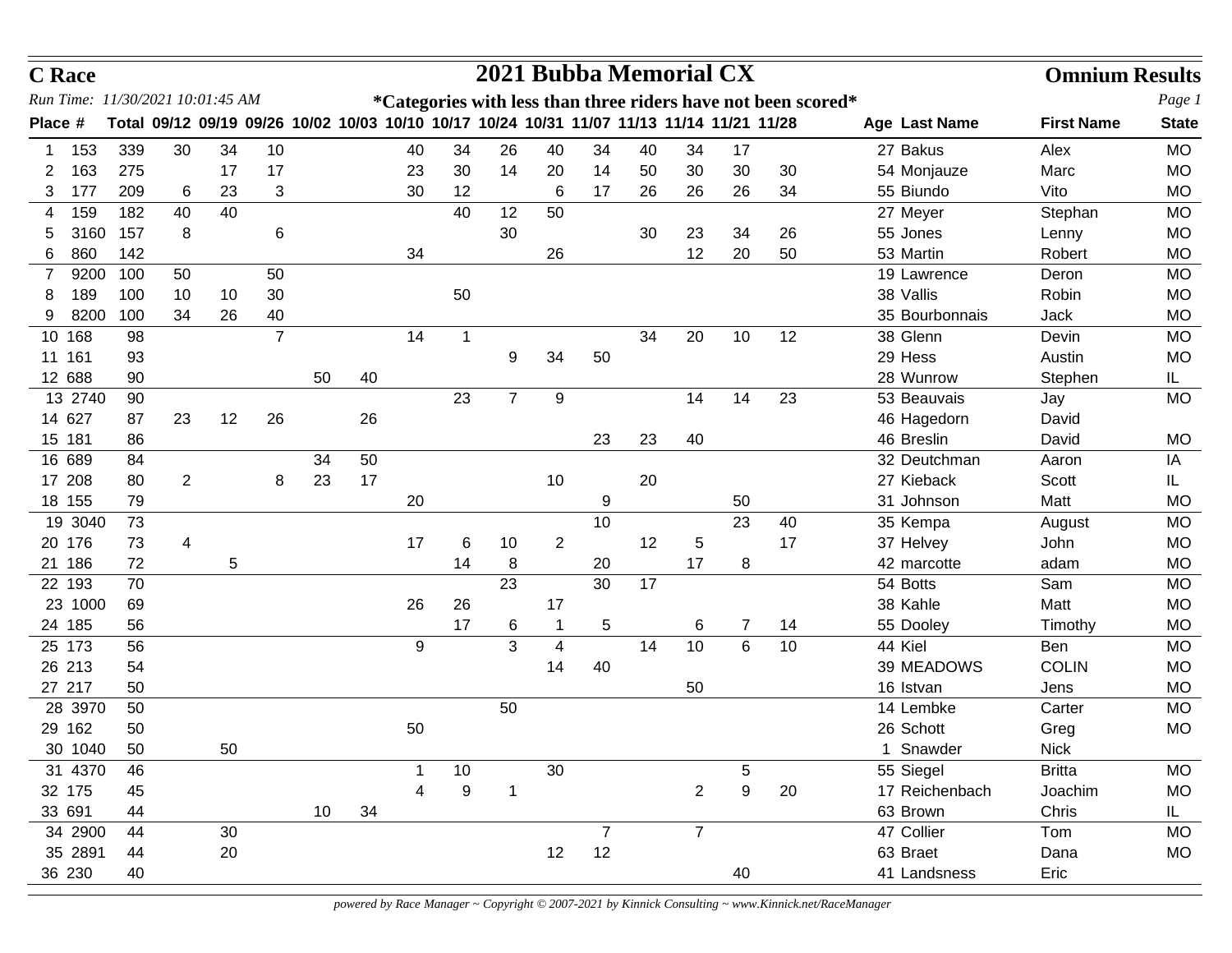**C Race** | **2021 Bubba Memorial CX** | **Omnium Results**

*Run Time: 11/30/2021 10:01:45 AM*

***Categories with less than three riders have not been scored***

| Place | # | Total | 09/12 | 09/19 | 09/26 | 10/02 | 10/03 | 10/10 | 10/17 | 10/24 | 10/31 | 11/07 | 11/13 | 11/14 | 11/21 | 11/28 | Age | Last Name | First Name | State |
|---|---|---|---|---|---|---|---|---|---|---|---|---|---|---|---|---|---|---|---|---|
| 1 | 153 | 339 | 30 | 34 | 10 | | | 40 | 34 | 26 | 40 | 34 | 40 | 34 | 17 | | 27 | Bakus | Alex | MO |
| 2 | 163 | 275 | | 17 | 17 | | | 23 | 30 | 14 | 20 | 14 | 50 | 30 | 30 | 30 | 54 | Monjauze | Marc | MO |
| 3 | 177 | 209 | 6 | 23 | 3 | | | 30 | 12 | | 6 | 17 | 26 | 26 | 26 | 34 | 55 | Biundo | Vito | MO |
| 4 | 159 | 182 | 40 | 40 | | | | | 40 | 12 | 50 | | | | | | 27 | Meyer | Stephan | MO |
| 5 | 3160 | 157 | 8 | | 6 | | | | | 30 | | | 30 | 23 | 34 | 26 | 55 | Jones | Lenny | MO |
| 6 | 860 | 142 | | | | | | 34 | | | 26 | | | 12 | 20 | 50 | 53 | Martin | Robert | MO |
| 7 | 9200 | 100 | 50 | | 50 | | | | | | | | | | | | 19 | Lawrence | Deron | MO |
| 8 | 189 | 100 | 10 | 10 | 30 | | | | 50 | | | | | | | | 38 | Vallis | Robin | MO |
| 9 | 8200 | 100 | 34 | 26 | 40 | | | | | | | | | | | | 35 | Bourbonnais | Jack | MO |
| 10 | 168 | 98 | | | 7 | | | 14 | 1 | | | | 34 | 20 | 10 | 12 | 38 | Glenn | Devin | MO |
| 11 | 161 | 93 | | | | | | | | 9 | 34 | 50 | | | | | 29 | Hess | Austin | MO |
| 12 | 688 | 90 | | | | 50 | 40 | | | | | | | | | | 28 | Wunrow | Stephen | IL |
| 13 | 2740 | 90 | | | | | | | 23 | 7 | 9 | | | 14 | 14 | 23 | 53 | Beauvais | Jay | MO |
| 14 | 627 | 87 | 23 | 12 | 26 | | 26 | | | | | | | | | | 46 | Hagedorn | David | |
| 15 | 181 | 86 | | | | | | | | | | 23 | 23 | 40 | | | 46 | Breslin | David | MO |
| 16 | 689 | 84 | | | | 34 | 50 | | | | | | | | | | 32 | Deutchman | Aaron | IA |
| 17 | 208 | 80 | 2 | | 8 | 23 | 17 | | | | 10 | | 20 | | | | 27 | Kieback | Scott | IL |
| 18 | 155 | 79 | | | | | | 20 | | | | 9 | | | 50 | | 31 | Johnson | Matt | MO |
| 19 | 3040 | 73 | | | | | | | | | | 10 | | | 23 | 40 | 35 | Kempa | August | MO |
| 20 | 176 | 73 | 4 | | | | | 17 | 6 | 10 | 2 | | 12 | 5 | | 17 | 37 | Helvey | John | MO |
| 21 | 186 | 72 | | 5 | | | | | 14 | 8 | | 20 | | 17 | 8 | | 42 | marcotte | adam | MO |
| 22 | 193 | 70 | | | | | | | | 23 | | 30 | 17 | | | | 54 | Botts | Sam | MO |
| 23 | 1000 | 69 | | | | | | 26 | 26 | | 17 | | | | | | 38 | Kahle | Matt | MO |
| 24 | 185 | 56 | | | | | | | 17 | 6 | 1 | 5 | | 6 | 7 | 14 | 55 | Dooley | Timothy | MO |
| 25 | 173 | 56 | | | | | | 9 | | 3 | 4 | | 14 | 10 | 6 | 10 | 44 | Kiel | Ben | MO |
| 26 | 213 | 54 | | | | | | | | | 14 | 40 | | | | | 39 | MEADOWS | COLIN | MO |
| 27 | 217 | 50 | | | | | | | | | | | | 50 | | | 16 | Istvan | Jens | MO |
| 28 | 3970 | 50 | | | | | | | | 50 | | | | | | | 14 | Lembke | Carter | MO |
| 29 | 162 | 50 | | | | | | 50 | | | | | | | | | 26 | Schott | Greg | MO |
| 30 | 1040 | 50 | | 50 | | | | | | | | | | | | | 1 | Snawder | Nick | |
| 31 | 4370 | 46 | | | | | | 1 | 10 | | 30 | | | | 5 | | 55 | Siegel | Britta | MO |
| 32 | 175 | 45 | | | | | | 4 | 9 | 1 | | | | 2 | 9 | 20 | 17 | Reichenbach | Joachim | MO |
| 33 | 691 | 44 | | | | 10 | 34 | | | | | | | | | | 63 | Brown | Chris | IL |
| 34 | 2900 | 44 | | 30 | | | | | | | | 7 | | 7 | | | 47 | Collier | Tom | MO |
| 35 | 2891 | 44 | | 20 | | | | | | | 12 | 12 | | | | | 63 | Braet | Dana | MO |
| 36 | 230 | 40 | | | | | | | | | | | | | 40 | | 41 | Landsness | Eric | |

*powered by Race Manager ~ Copyright © 2007-2021 by Kinnick Consulting ~ www.Kinnick.net/RaceManager*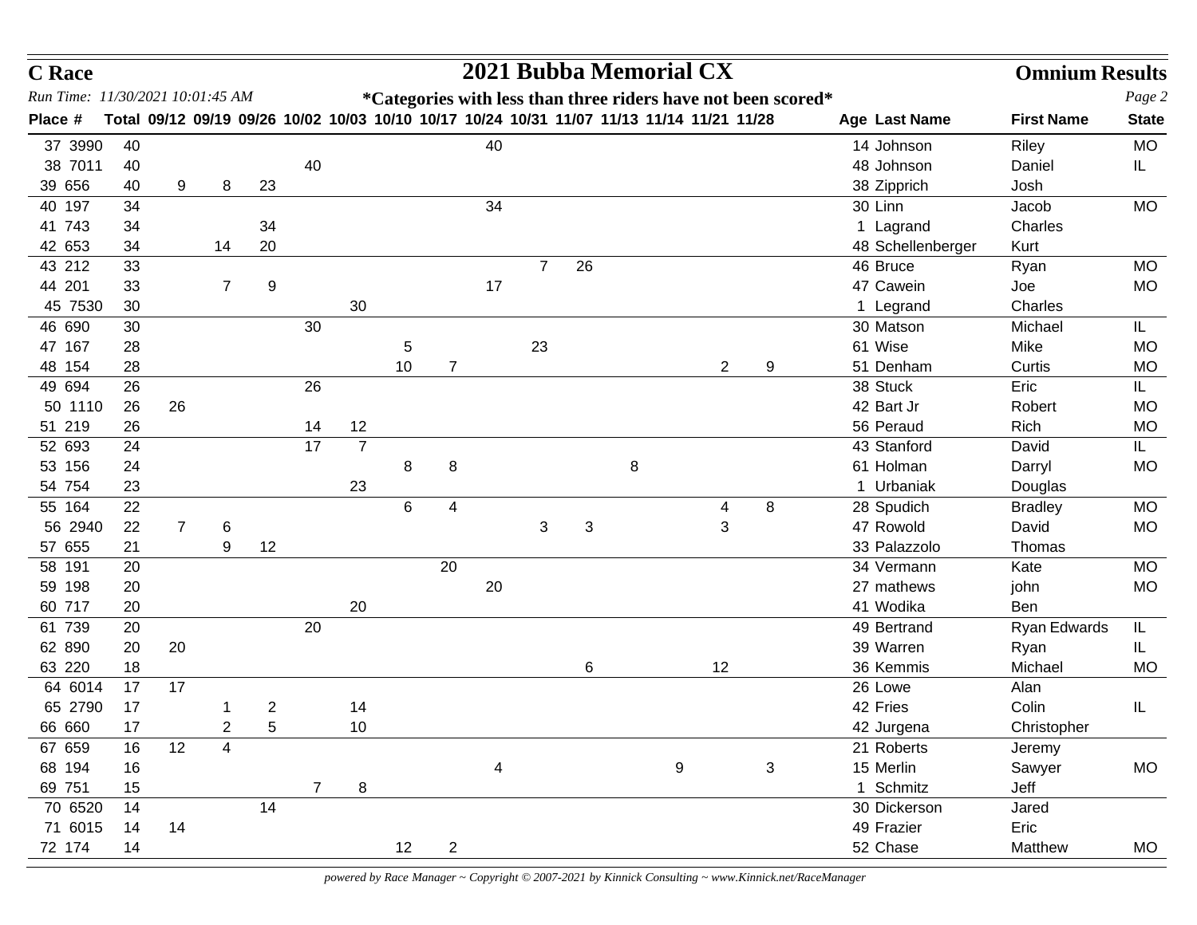**C Race** — **2021 Bubba Memorial CX** — **Omnium Results**

*Run Time: 11/30/2021 10:01:45 AM*

**\*Categories with less than three riders have not been scored\***

| Place | # | Total | 09/12 | 09/19 | 09/26 | 10/02 | 10/03 | 10/10 | 10/17 | 10/24 | 10/31 | 11/07 | 11/13 | 11/14 | 11/21 | 11/28 | Age | Last Name | First Name | State |
|---|---|---|---|---|---|---|---|---|---|---|---|---|---|---|---|---|---|---|---|---|
| 37 | 3990 | 40 | | | | | | | | 40 | | | | | | | 14 | Johnson | Riley | MO |
| 38 | 7011 | 40 | | | | 40 | | | | | | | | | | | 48 | Johnson | Daniel | IL |
| 39 | 656 | 40 | 9 | 8 | 23 | | | | | | | | | | | | 38 | Zipprich | Josh | |
| 40 | 197 | 34 | | | | | | | | 34 | | | | | | | 30 | Linn | Jacob | MO |
| 41 | 743 | 34 | | | 34 | | | | | | | | | | | | 1 | Lagrand | Charles | |
| 42 | 653 | 34 | | 14 | 20 | | | | | | | | | | | | 48 | Schellenberger | Kurt | |
| 43 | 212 | 33 | | | | | | | | | 7 | 26 | | | | | 46 | Bruce | Ryan | MO |
| 44 | 201 | 33 | | 7 | 9 | | | | | 17 | | | | | | | 47 | Cawein | Joe | MO |
| 45 | 7530 | 30 | | | | | 30 | | | | | | | | | | 1 | Legrand | Charles | |
| 46 | 690 | 30 | | | | 30 | | | | | | | | | | | 30 | Matson | Michael | IL |
| 47 | 167 | 28 | | | | | | 5 | | | 23 | | | | | | 61 | Wise | Mike | MO |
| 48 | 154 | 28 | | | | | | 10 | 7 | | | | | | 2 | 9 | 51 | Denham | Curtis | MO |
| 49 | 694 | 26 | | | | 26 | | | | | | | | | | | 38 | Stuck | Eric | IL |
| 50 | 1110 | 26 | 26 | | | | | | | | | | | | | | 42 | Bart Jr | Robert | MO |
| 51 | 219 | 26 | | | | 14 | 12 | | | | | | | | | | 56 | Peraud | Rich | MO |
| 52 | 693 | 24 | | | | 17 | 7 | | | | | | | | | | 43 | Stanford | David | IL |
| 53 | 156 | 24 | | | | | | 8 | 8 | | | | 8 | | | | 61 | Holman | Darryl | MO |
| 54 | 754 | 23 | | | | | 23 | | | | | | | | | | 1 | Urbaniak | Douglas | |
| 55 | 164 | 22 | | | | | | 6 | 4 | | | | | | 4 | 8 | 28 | Spudich | Bradley | MO |
| 56 | 2940 | 22 | 7 | 6 | | | | | | | 3 | 3 | | | 3 | | 47 | Rowold | David | MO |
| 57 | 655 | 21 | | 9 | 12 | | | | | | | | | | | | 33 | Palazzolo | Thomas | |
| 58 | 191 | 20 | | | | | | | 20 | | | | | | | | 34 | Vermann | Kate | MO |
| 59 | 198 | 20 | | | | | | | | 20 | | | | | | | 27 | mathews | john | MO |
| 60 | 717 | 20 | | | | | 20 | | | | | | | | | | 41 | Wodika | Ben | |
| 61 | 739 | 20 | | | | 20 | | | | | | | | | | | 49 | Bertrand | Ryan Edwards | IL |
| 62 | 890 | 20 | 20 | | | | | | | | | | | | | | 39 | Warren | Ryan | IL |
| 63 | 220 | 18 | | | | | | | | | | 6 | | | 12 | | 36 | Kemmis | Michael | MO |
| 64 | 6014 | 17 | 17 | | | | | | | | | | | | | | 26 | Lowe | Alan | |
| 65 | 2790 | 17 | | 1 | 2 | | 14 | | | | | | | | | | 42 | Fries | Colin | IL |
| 66 | 660 | 17 | | 2 | 5 | | 10 | | | | | | | | | | 42 | Jurgena | Christopher | |
| 67 | 659 | 16 | 12 | 4 | | | | | | | | | | | | | 21 | Roberts | Jeremy | |
| 68 | 194 | 16 | | | | | | | | 4 | | | | 9 | | 3 | 15 | Merlin | Sawyer | MO |
| 69 | 751 | 15 | | | | 7 | 8 | | | | | | | | | | 1 | Schmitz | Jeff | |
| 70 | 6520 | 14 | | | 14 | | | | | | | | | | | | 30 | Dickerson | Jared | |
| 71 | 6015 | 14 | 14 | | | | | | | | | | | | | | 49 | Frazier | Eric | |
| 72 | 174 | 14 | | | | | | 12 | 2 | | | | | | | | 52 | Chase | Matthew | MO |

*powered by Race Manager ~ Copyright © 2007-2021 by Kinnick Consulting ~ www.Kinnick.net/RaceManager*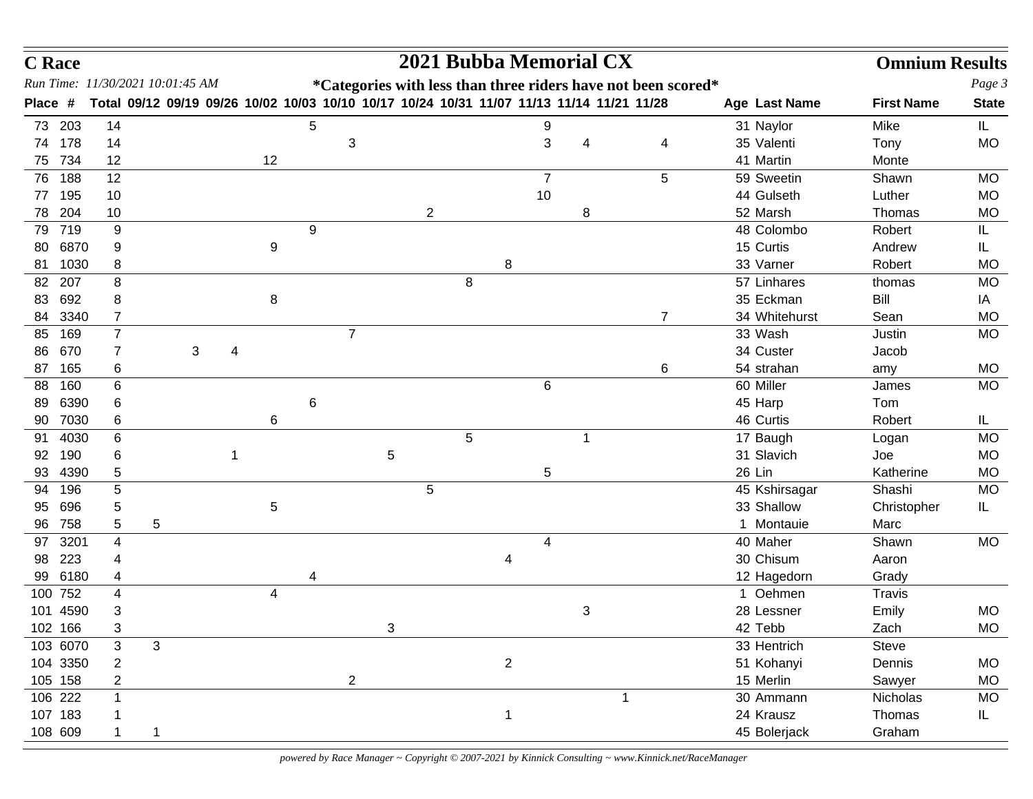# C Race — 2021 Bubba Memorial CX — Omnium Results

*Run Time: 11/30/2021 10:01:45 AM*

**\*Categories with less than three riders have not been scored\***

| Place | # | Total | 09/12 | 09/19 | 09/26 | 10/02 | 10/03 | 10/10 | 10/17 | 10/24 | 10/31 | 11/07 | 11/13 | 11/14 | 11/21 | 11/28 | Age | Last Name | First Name | State |
|---|---|---|---|---|---|---|---|---|---|---|---|---|---|---|---|---|---|---|---|---|
| 73 | 203 | 14 | | | | | 5 | | | | | | 9 | | | | 31 | Naylor | Mike | IL |
| 74 | 178 | 14 | | | | | | 3 | | | | | 3 | 4 | | 4 | 35 | Valenti | Tony | MO |
| 75 | 734 | 12 | | | | 12 | | | | | | | | | | | 41 | Martin | Monte | |
| 76 | 188 | 12 | | | | | | | | | | | 7 | | | 5 | 59 | Sweetin | Shawn | MO |
| 77 | 195 | 10 | | | | | | | | | | | 10 | | | | 44 | Gulseth | Luther | MO |
| 78 | 204 | 10 | | | | | | | | 2 | | | | 8 | | | 52 | Marsh | Thomas | MO |
| 79 | 719 | 9 | | | | | 9 | | | | | | | | | | 48 | Colombo | Robert | IL |
| 80 | 6870 | 9 | | | | 9 | | | | | | | | | | | 15 | Curtis | Andrew | IL |
| 81 | 1030 | 8 | | | | | | | | | | 8 | | | | | 33 | Varner | Robert | MO |
| 82 | 207 | 8 | | | | | | | | | 8 | | | | | | 57 | Linhares | thomas | MO |
| 83 | 692 | 8 | | | | 8 | | | | | | | | | | | 35 | Eckman | Bill | IA |
| 84 | 3340 | 7 | | | | | | | | | | | | | | 7 | 34 | Whitehurst | Sean | MO |
| 85 | 169 | 7 | | | | | | 7 | | | | | | | | | 33 | Wash | Justin | MO |
| 86 | 670 | 7 | | 3 | 4 | | | | | | | | | | | | 34 | Custer | Jacob | |
| 87 | 165 | 6 | | | | | | | | | | | | | | 6 | 54 | strahan | amy | MO |
| 88 | 160 | 6 | | | | | | | | | | | 6 | | | | 60 | Miller | James | MO |
| 89 | 6390 | 6 | | | | | 6 | | | | | | | | | | 45 | Harp | Tom | |
| 90 | 7030 | 6 | | | | 6 | | | | | | | | | | | 46 | Curtis | Robert | IL |
| 91 | 4030 | 6 | | | | | | | | | 5 | | | 1 | | | 17 | Baugh | Logan | MO |
| 92 | 190 | 6 | | | 1 | | | | 5 | | | | | | | | 31 | Slavich | Joe | MO |
| 93 | 4390 | 5 | | | | | | | | | | | 5 | | | | 26 | Lin | Katherine | MO |
| 94 | 196 | 5 | | | | | | | | 5 | | | | | | | 45 | Kshirsagar | Shashi | MO |
| 95 | 696 | 5 | | | | 5 | | | | | | | | | | | 33 | Shallow | Christopher | IL |
| 96 | 758 | 5 | 5 | | | | | | | | | | | | | | 1 | Montauie | Marc | |
| 97 | 3201 | 4 | | | | | | | | | | | 4 | | | | 40 | Maher | Shawn | MO |
| 98 | 223 | 4 | | | | | | | | | | 4 | | | | | 30 | Chisum | Aaron | |
| 99 | 6180 | 4 | | | | | 4 | | | | | | | | | | 12 | Hagedorn | Grady | |
| 100 | 752 | 4 | | | | 4 | | | | | | | | | | | 1 | Oehmen | Travis | |
| 101 | 4590 | 3 | | | | | | | | | | | | 3 | | | 28 | Lessner | Emily | MO |
| 102 | 166 | 3 | | | | | | | 3 | | | | | | | | 42 | Tebb | Zach | MO |
| 103 | 6070 | 3 | 3 | | | | | | | | | | | | | | 33 | Hentrich | Steve | |
| 104 | 3350 | 2 | | | | | | | | | | 2 | | | | | 51 | Kohanyi | Dennis | MO |
| 105 | 158 | 2 | | | | | | 2 | | | | | | | | | 15 | Merlin | Sawyer | MO |
| 106 | 222 | 1 | | | | | | | | | | | | | 1 | | 30 | Ammann | Nicholas | MO |
| 107 | 183 | 1 | | | | | | | | | | 1 | | | | | 24 | Krausz | Thomas | IL |
| 108 | 609 | 1 | 1 | | | | | | | | | | | | | | 45 | Bolerjack | Graham | |

*powered by Race Manager ~ Copyright © 2007-2021 by Kinnick Consulting ~ www.Kinnick.net/RaceManager*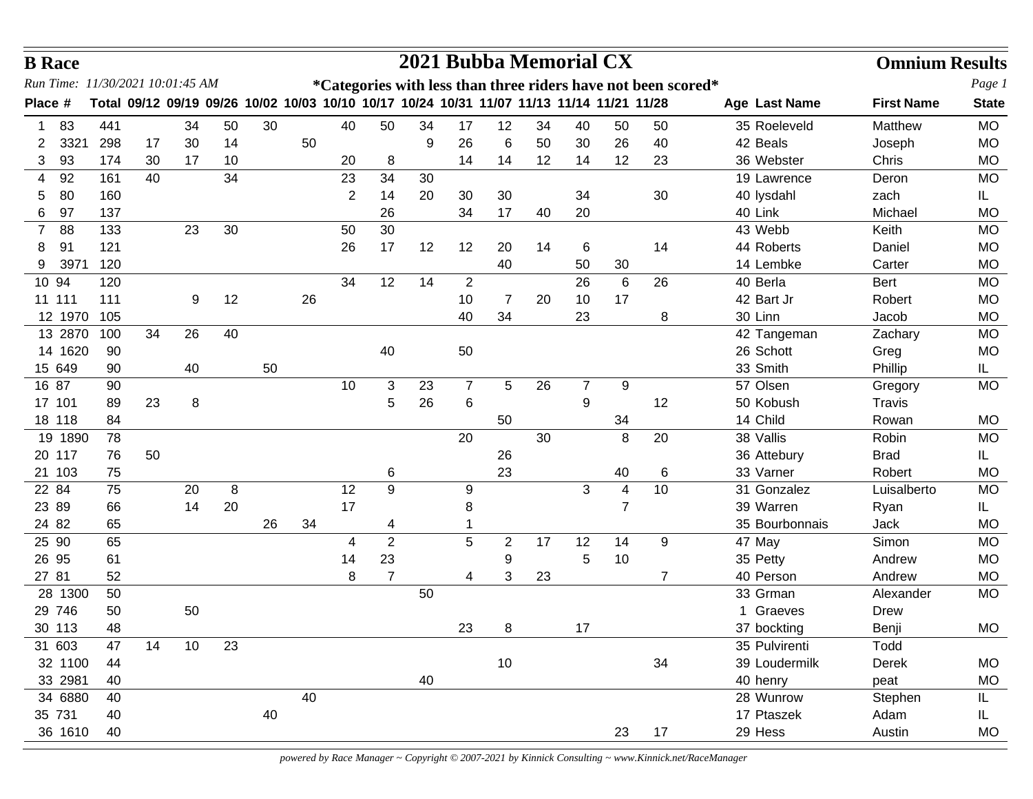**B Race** — **2021 Bubba Memorial CX** — **Omnium Results**

*Run Time: 11/30/2021 10:01:45 AM*

**\*Categories with less than three riders have not been scored\***

| Place | # | Total | 09/12 | 09/19 | 09/26 | 10/02 | 10/03 | 10/10 | 10/17 | 10/24 | 10/31 | 11/07 | 11/13 | 11/14 | 11/21 | 11/28 | Age | Last Name | First Name | State |
|---|---|---|---|---|---|---|---|---|---|---|---|---|---|---|---|---|---|---|---|---|
| 1 | 83 | 441 | | 34 | 50 | 30 | | 40 | 50 | 34 | 17 | 12 | 34 | 40 | 50 | 50 | 35 | Roeleveld | Matthew | MO |
| 2 | 3321 | 298 | 17 | 30 | 14 | | 50 | | | 9 | 26 | 6 | 50 | 30 | 26 | 40 | 42 | Beals | Joseph | MO |
| 3 | 93 | 174 | 30 | 17 | 10 | | | 20 | 8 | | 14 | 14 | 12 | 14 | 12 | 23 | 36 | Webster | Chris | MO |
| 4 | 92 | 161 | 40 | | 34 | | | 23 | 34 | 30 | | | | | | | 19 | Lawrence | Deron | MO |
| 5 | 80 | 160 | | | | | | 2 | 14 | 20 | 30 | 30 | | 34 | | 30 | 40 | lysdahl | zach | IL |
| 6 | 97 | 137 | | | | | | | 26 | | 34 | 17 | 40 | 20 | | | 40 | Link | Michael | MO |
| 7 | 88 | 133 | | 23 | 30 | | | 50 | 30 | | | | | | | | 43 | Webb | Keith | MO |
| 8 | 91 | 121 | | | | | | 26 | 17 | 12 | 12 | 20 | 14 | 6 | | 14 | 44 | Roberts | Daniel | MO |
| 9 | 3971 | 120 | | | | | | | | | | 40 | | 50 | 30 | | 14 | Lembke | Carter | MO |
| 10 | 94 | 120 | | | | | | 34 | 12 | 14 | 2 | | | 26 | 6 | 26 | 40 | Berla | Bert | MO |
| 11 | 111 | 111 | | 9 | 12 | | 26 | | | | 10 | 7 | 20 | 10 | 17 | | 42 | Bart Jr | Robert | MO |
| 12 | 1970 | 105 | | | | | | | | | 40 | 34 | | 23 | | 8 | 30 | Linn | Jacob | MO |
| 13 | 2870 | 100 | 34 | 26 | 40 | | | | | | | | | | | | 42 | Tangeman | Zachary | MO |
| 14 | 1620 | 90 | | | | | | | 40 | | 50 | | | | | | 26 | Schott | Greg | MO |
| 15 | 649 | 90 | | 40 | | 50 | | | | | | | | | | | 33 | Smith | Phillip | IL |
| 16 | 87 | 90 | | | | | | 10 | 3 | 23 | 7 | 5 | 26 | 7 | 9 | | 57 | Olsen | Gregory | MO |
| 17 | 101 | 89 | 23 | 8 | | | | | 5 | 26 | 6 | | | 9 | | 12 | 50 | Kobush | Travis | |
| 18 | 118 | 84 | | | | | | | | | | 50 | | | 34 | | 14 | Child | Rowan | MO |
| 19 | 1890 | 78 | | | | | | | | | 20 | | 30 | | 8 | 20 | 38 | Vallis | Robin | MO |
| 20 | 117 | 76 | 50 | | | | | | | | | 26 | | | | | 36 | Attebury | Brad | IL |
| 21 | 103 | 75 | | | | | | | 6 | | | 23 | | | 40 | 6 | 33 | Varner | Robert | MO |
| 22 | 84 | 75 | | 20 | 8 | | | 12 | 9 | | 9 | | | 3 | 4 | 10 | 31 | Gonzalez | Luisalberto | MO |
| 23 | 89 | 66 | | 14 | 20 | | | 17 | | | 8 | | | | 7 | | 39 | Warren | Ryan | IL |
| 24 | 82 | 65 | | | | 26 | 34 | | 4 | | 1 | | | | | | 35 | Bourbonnais | Jack | MO |
| 25 | 90 | 65 | | | | | | 4 | 2 | | 5 | 2 | 17 | 12 | 14 | 9 | 47 | May | Simon | MO |
| 26 | 95 | 61 | | | | | | 14 | 23 | | | 9 | | 5 | 10 | | 35 | Petty | Andrew | MO |
| 27 | 81 | 52 | | | | | | 8 | 7 | | 4 | 3 | 23 | | | 7 | 40 | Person | Andrew | MO |
| 28 | 1300 | 50 | | | | | | | | 50 | | | | | | | 33 | Grman | Alexander | MO |
| 29 | 746 | 50 | | 50 | | | | | | | | | | | | | 1 | Graeves | Drew | |
| 30 | 113 | 48 | | | | | | | | | 23 | 8 | | 17 | | | 37 | bockting | Benji | MO |
| 31 | 603 | 47 | 14 | 10 | 23 | | | | | | | | | | | | 35 | Pulvirenti | Todd | |
| 32 | 1100 | 44 | | | | | | | | | | 10 | | | | 34 | 39 | Loudermilk | Derek | MO |
| 33 | 2981 | 40 | | | | | | | | 40 | | | | | | | 40 | henry | peat | MO |
| 34 | 6880 | 40 | | | | | 40 | | | | | | | | | | 28 | Wunrow | Stephen | IL |
| 35 | 731 | 40 | | | | 40 | | | | | | | | | | | 17 | Ptaszek | Adam | IL |
| 36 | 1610 | 40 | | | | | | | | | | | | | 23 | 17 | 29 | Hess | Austin | MO |

*powered by Race Manager ~ Copyright © 2007-2021 by Kinnick Consulting ~ www.Kinnick.net/RaceManager*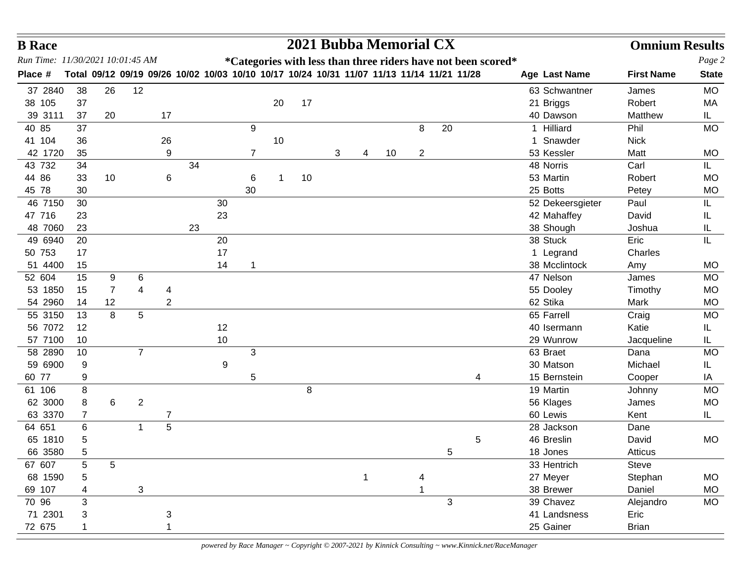**B Race** — **2021 Bubba Memorial CX** — **Omnium Results**

*Run Time: 11/30/2021 10:01:45 AM*

**\*Categories with less than three riders have not been scored\***

| Place | # | Total | 09/12 | 09/19 | 09/26 | 10/02 | 10/03 | 10/10 | 10/17 | 10/24 | 10/31 | 11/07 | 11/13 | 11/14 | 11/21 | 11/28 | Age | Last Name | First Name | State |
|---|---|---|---|---|---|---|---|---|---|---|---|---|---|---|---|---|---|---|---|---|
| 37 | 2840 | 38 | 26 | 12 | | | | | | | | | | | | | 63 | Schwantner | James | MO |
| 38 | 105 | 37 | | | | | | | 20 | 17 | | | | | | | 21 | Briggs | Robert | MA |
| 39 | 3111 | 37 | 20 | | 17 | | | | | | | | | | | | 40 | Dawson | Matthew | IL |
| 40 | 85 | 37 | | | | | | 9 | | | | | | 8 | 20 | | 1 | Hilliard | Phil | MO |
| 41 | 104 | 36 | | | 26 | | | | 10 | | | | | | | | 1 | Snawder | Nick | |
| 42 | 1720 | 35 | | | 9 | | | 7 | | | 3 | 4 | 10 | 2 | | | 53 | Kessler | Matt | MO |
| 43 | 732 | 34 | | | | 34 | | | | | | | | | | | 48 | Norris | Carl | IL |
| 44 | 86 | 33 | 10 | | 6 | | | 6 | 1 | 10 | | | | | | | 53 | Martin | Robert | MO |
| 45 | 78 | 30 | | | | | | 30 | | | | | | | | | 25 | Botts | Petey | MO |
| 46 | 7150 | 30 | | | | | 30 | | | | | | | | | | 52 | Dekeersgieter | Paul | IL |
| 47 | 716 | 23 | | | | | 23 | | | | | | | | | | 42 | Mahaffey | David | IL |
| 48 | 7060 | 23 | | | | 23 | | | | | | | | | | | 38 | Shough | Joshua | IL |
| 49 | 6940 | 20 | | | | | 20 | | | | | | | | | | 38 | Stuck | Eric | IL |
| 50 | 753 | 17 | | | | | 17 | | | | | | | | | | 1 | Legrand | Charles | |
| 51 | 4400 | 15 | | | | | 14 | 1 | | | | | | | | | 38 | Mcclintock | Amy | MO |
| 52 | 604 | 15 | 9 | 6 | | | | | | | | | | | | | 47 | Nelson | James | MO |
| 53 | 1850 | 15 | 7 | 4 | 4 | | | | | | | | | | | | 55 | Dooley | Timothy | MO |
| 54 | 2960 | 14 | 12 | | 2 | | | | | | | | | | | | 62 | Stika | Mark | MO |
| 55 | 3150 | 13 | 8 | 5 | | | | | | | | | | | | | 65 | Farrell | Craig | MO |
| 56 | 7072 | 12 | | | | | 12 | | | | | | | | | | 40 | Isermann | Katie | IL |
| 57 | 7100 | 10 | | | | | 10 | | | | | | | | | | 29 | Wunrow | Jacqueline | IL |
| 58 | 2890 | 10 | | 7 | | | | 3 | | | | | | | | | 63 | Braet | Dana | MO |
| 59 | 6900 | 9 | | | | | 9 | | | | | | | | | | 30 | Matson | Michael | IL |
| 60 | 77 | 9 | | | | | | 5 | | | | | | | | 4 | 15 | Bernstein | Cooper | IA |
| 61 | 106 | 8 | | | | | | | | 8 | | | | | | | 19 | Martin | Johnny | MO |
| 62 | 3000 | 8 | 6 | 2 | | | | | | | | | | | | | 56 | Klages | James | MO |
| 63 | 3370 | 7 | | | 7 | | | | | | | | | | | | 60 | Lewis | Kent | IL |
| 64 | 651 | 6 | | 1 | 5 | | | | | | | | | | | | 28 | Jackson | Dane | |
| 65 | 1810 | 5 | | | | | | | | | | | | | | 5 | 46 | Breslin | David | MO |
| 66 | 3580 | 5 | | | | | | | | | | | | | 5 | | 18 | Jones | Atticus | |
| 67 | 607 | 5 | 5 | | | | | | | | | | | | | | 33 | Hentrich | Steve | |
| 68 | 1590 | 5 | | | | | | | | | | 1 | | 4 | | | 27 | Meyer | Stephan | MO |
| 69 | 107 | 4 | | 3 | | | | | | | | | | 1 | | | 38 | Brewer | Daniel | MO |
| 70 | 96 | 3 | | | | | | | | | | | | | 3 | | 39 | Chavez | Alejandro | MO |
| 71 | 2301 | 3 | | | 3 | | | | | | | | | | | | 41 | Landsness | Eric | |
| 72 | 675 | 1 | | | 1 | | | | | | | | | | | | 25 | Gainer | Brian | |

*powered by Race Manager ~ Copyright © 2007-2021 by Kinnick Consulting ~ www.Kinnick.net/RaceManager*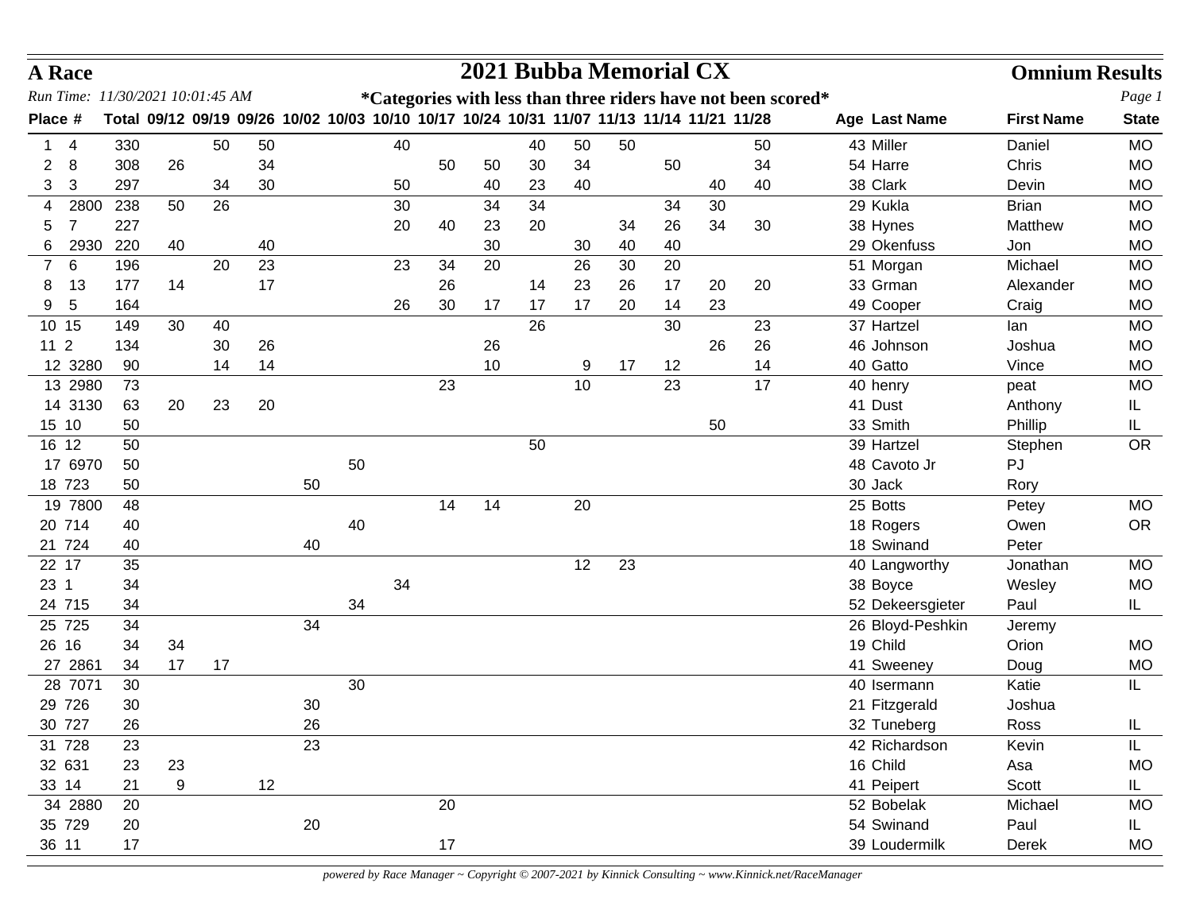**A Race**

# 2021 Bubba Memorial CX

**Omnium Results**

*Run Time: 11/30/2021 10:01:45 AM*

***Categories with less than three riders have not been scored***

| Place | # | Total | 09/12 | 09/19 | 09/26 | 10/02 | 10/03 | 10/10 | 10/17 | 10/24 | 10/31 | 11/07 | 11/13 | 11/14 | 11/21 | 11/28 | Age | Last Name | First Name | State |
|---|---|---|---|---|---|---|---|---|---|---|---|---|---|---|---|---|---|---|---|---|
| 1 | 4 | 330 | | 50 | 50 | | | 40 | | | 40 | 50 | 50 | | | 50 | 43 | Miller | Daniel | MO |
| 2 | 8 | 308 | 26 | | 34 | | | | 50 | 50 | 30 | 34 | | 50 | | 34 | 54 | Harre | Chris | MO |
| 3 | 3 | 297 | | 34 | 30 | | | 50 | | 40 | 23 | 40 | | | 40 | 40 | 38 | Clark | Devin | MO |
| 4 | 2800 | 238 | 50 | 26 | | | | 30 | | 34 | 34 | | | 34 | 30 | | 29 | Kukla | Brian | MO |
| 5 | 7 | 227 | | | | | | 20 | 40 | 23 | 20 | | 34 | 26 | 34 | 30 | 38 | Hynes | Matthew | MO |
| 6 | 2930 | 220 | 40 | | 40 | | | | | 30 | | 30 | 40 | 40 | | | 29 | Okenfuss | Jon | MO |
| 7 | 6 | 196 | | 20 | 23 | | | 23 | 34 | 20 | | 26 | 30 | 20 | | | 51 | Morgan | Michael | MO |
| 8 | 13 | 177 | 14 | | 17 | | | | 26 | | 14 | 23 | 26 | 17 | 20 | 20 | 33 | Grman | Alexander | MO |
| 9 | 5 | 164 | | | | | | 26 | 30 | 17 | 17 | 17 | 20 | 14 | 23 | | 49 | Cooper | Craig | MO |
| 10 | 15 | 149 | 30 | 40 | | | | | | | 26 | | | 30 | | 23 | 37 | Hartzel | Ian | MO |
| 11 | 2 | 134 | | 30 | 26 | | | | | 26 | | | | | 26 | 26 | 46 | Johnson | Joshua | MO |
| 12 | 3280 | 90 | | 14 | 14 | | | | | 10 | | 9 | 17 | 12 | | 14 | 40 | Gatto | Vince | MO |
| 13 | 2980 | 73 | | | | | | | 23 | | | 10 | | 23 | | 17 | 40 | henry | peat | MO |
| 14 | 3130 | 63 | 20 | 23 | 20 | | | | | | | | | | | | 41 | Dust | Anthony | IL |
| 15 | 10 | 50 | | | | | | | | | | | | | 50 | | 33 | Smith | Phillip | IL |
| 16 | 12 | 50 | | | | | | | | | 50 | | | | | | 39 | Hartzel | Stephen | OR |
| 17 | 6970 | 50 | | | | | 50 | | | | | | | | | | 48 | Cavoto Jr | PJ | |
| 18 | 723 | 50 | | | | 50 | | | | | | | | | | | 30 | Jack | Rory | |
| 19 | 7800 | 48 | | | | | | | 14 | 14 | | 20 | | | | | 25 | Botts | Petey | MO |
| 20 | 714 | 40 | | | | | 40 | | | | | | | | | | 18 | Rogers | Owen | OR |
| 21 | 724 | 40 | | | | 40 | | | | | | | | | | | 18 | Swinand | Peter | |
| 22 | 17 | 35 | | | | | | | | | | 12 | 23 | | | | 40 | Langworthy | Jonathan | MO |
| 23 | 1 | 34 | | | | | | 34 | | | | | | | | | 38 | Boyce | Wesley | MO |
| 24 | 715 | 34 | | | | | 34 | | | | | | | | | | 52 | Dekeersgieter | Paul | IL |
| 25 | 725 | 34 | | | | 34 | | | | | | | | | | | 26 | Bloyd-Peshkin | Jeremy | |
| 26 | 16 | 34 | 34 | | | | | | | | | | | | | | 19 | Child | Orion | MO |
| 27 | 2861 | 34 | 17 | 17 | | | | | | | | | | | | | 41 | Sweeney | Doug | MO |
| 28 | 7071 | 30 | | | | | 30 | | | | | | | | | | 40 | Isermann | Katie | IL |
| 29 | 726 | 30 | | | | 30 | | | | | | | | | | | 21 | Fitzgerald | Joshua | |
| 30 | 727 | 26 | | | | 26 | | | | | | | | | | | 32 | Tuneberg | Ross | IL |
| 31 | 728 | 23 | | | | 23 | | | | | | | | | | | 42 | Richardson | Kevin | IL |
| 32 | 631 | 23 | 23 | | | | | | | | | | | | | | 16 | Child | Asa | MO |
| 33 | 14 | 21 | 9 | | 12 | | | | | | | | | | | | 41 | Peipert | Scott | IL |
| 34 | 2880 | 20 | | | | | | | 20 | | | | | | | | 52 | Bobelak | Michael | MO |
| 35 | 729 | 20 | | | | 20 | | | | | | | | | | | 54 | Swinand | Paul | IL |
| 36 | 11 | 17 | | | | | | | 17 | | | | | | | | 39 | Loudermilk | Derek | MO |

*powered by Race Manager ~ Copyright © 2007-2021 by Kinnick Consulting ~ www.Kinnick.net/RaceManager*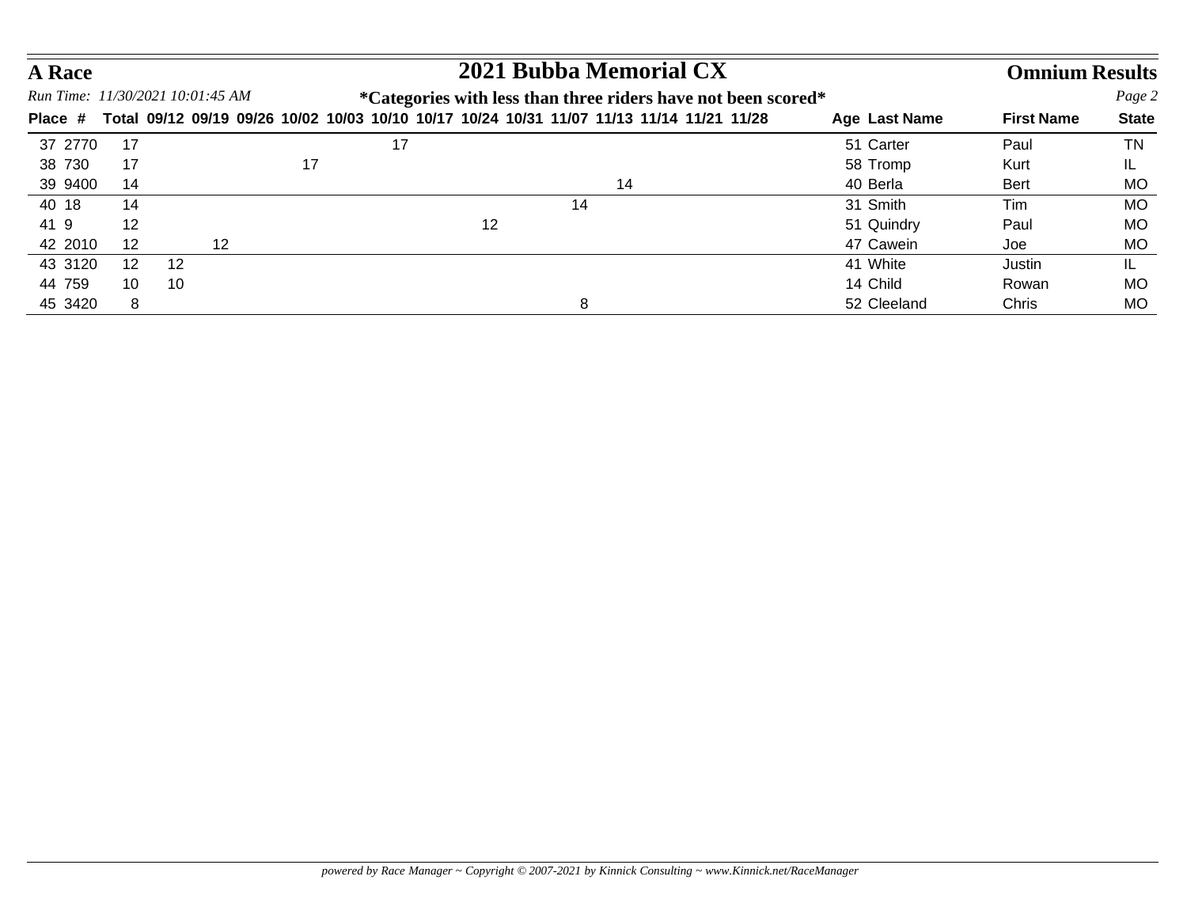**A Race**

# 2021 Bubba Memorial CX

**Omnium Results**

*Run Time: 11/30/2021 10:01:45 AM*

**\*Categories with less than three riders have not been scored\***

| Place | # | Total | 09/12 | 09/19 | 09/26 | 10/02 | 10/03 | 10/10 | 10/17 | 10/24 | 10/31 | 11/07 | 11/13 | 11/14 | 11/21 | 11/28 | Age | Last Name | First Name | State |
|---|---|---|---|---|---|---|---|---|---|---|---|---|---|---|---|---|---|---|---|---|
| 37 | 2770 | 17 | | | | | | 17 | | | | | | | | | 51 | Carter | Paul | TN |
| 38 | 730 | 17 | | | | 17 | | | | | | | | | | | 58 | Tromp | Kurt | IL |
| 39 | 9400 | 14 | | | | | | | | | | | 14 | | | | 40 | Berla | Bert | MO |
| 40 | 18 | 14 | | | | | | | | | | 14 | | | | | 31 | Smith | Tim | MO |
| 41 | 9 | 12 | | | | | | | | 12 | | | | | | | 51 | Quindry | Paul | MO |
| 42 | 2010 | 12 | | 12 | | | | | | | | | | | | | 47 | Cawein | Joe | MO |
| 43 | 3120 | 12 | 12 | | | | | | | | | | | | | | 41 | White | Justin | IL |
| 44 | 759 | 10 | 10 | | | | | | | | | | | | | | 14 | Child | Rowan | MO |
| 45 | 3420 | 8 | | | | | | | | | | 8 | | | | | 52 | Cleeland | Chris | MO |